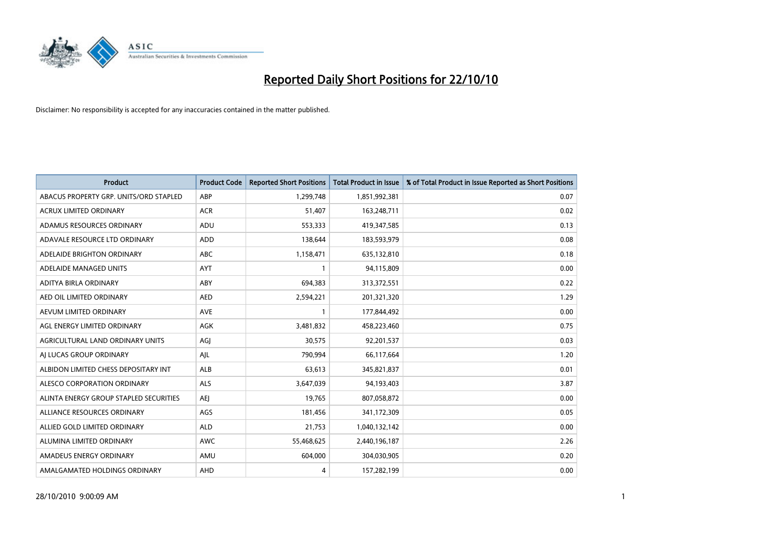# Reported Daily Short Positions for 22/10/10

Disclaimer: No responsibility is accepted for any inaccuracies contained in the matter published.

| Product | Product Code | Reported Short Positions | Total Product in Issue | % of Total Product in Issue Reported as Short Positions |
|---|---|---|---|---|
| ABACUS PROPERTY GRP. UNITS/ORD STAPLED | ABP | 1,299,748 | 1,851,992,381 | 0.07 |
| ACRUX LIMITED ORDINARY | ACR | 51,407 | 163,248,711 | 0.02 |
| ADAMUS RESOURCES ORDINARY | ADU | 553,333 | 419,347,585 | 0.13 |
| ADAVALE RESOURCE LTD ORDINARY | ADD | 138,644 | 183,593,979 | 0.08 |
| ADELAIDE BRIGHTON ORDINARY | ABC | 1,158,471 | 635,132,810 | 0.18 |
| ADELAIDE MANAGED UNITS | AYT | 1 | 94,115,809 | 0.00 |
| ADITYA BIRLA ORDINARY | ABY | 694,383 | 313,372,551 | 0.22 |
| AED OIL LIMITED ORDINARY | AED | 2,594,221 | 201,321,320 | 1.29 |
| AEVUM LIMITED ORDINARY | AVE | 1 | 177,844,492 | 0.00 |
| AGL ENERGY LIMITED ORDINARY | AGK | 3,481,832 | 458,223,460 | 0.75 |
| AGRICULTURAL LAND ORDINARY UNITS | AGJ | 30,575 | 92,201,537 | 0.03 |
| AJ LUCAS GROUP ORDINARY | AJL | 790,994 | 66,117,664 | 1.20 |
| ALBIDON LIMITED CHESS DEPOSITARY INT | ALB | 63,613 | 345,821,837 | 0.01 |
| ALESCO CORPORATION ORDINARY | ALS | 3,647,039 | 94,193,403 | 3.87 |
| ALINTA ENERGY GROUP STAPLED SECURITIES | AEJ | 19,765 | 807,058,872 | 0.00 |
| ALLIANCE RESOURCES ORDINARY | AGS | 181,456 | 341,172,309 | 0.05 |
| ALLIED GOLD LIMITED ORDINARY | ALD | 21,753 | 1,040,132,142 | 0.00 |
| ALUMINA LIMITED ORDINARY | AWC | 55,468,625 | 2,440,196,187 | 2.26 |
| AMADEUS ENERGY ORDINARY | AMU | 604,000 | 304,030,905 | 0.20 |
| AMALGAMATED HOLDINGS ORDINARY | AHD | 4 | 157,282,199 | 0.00 |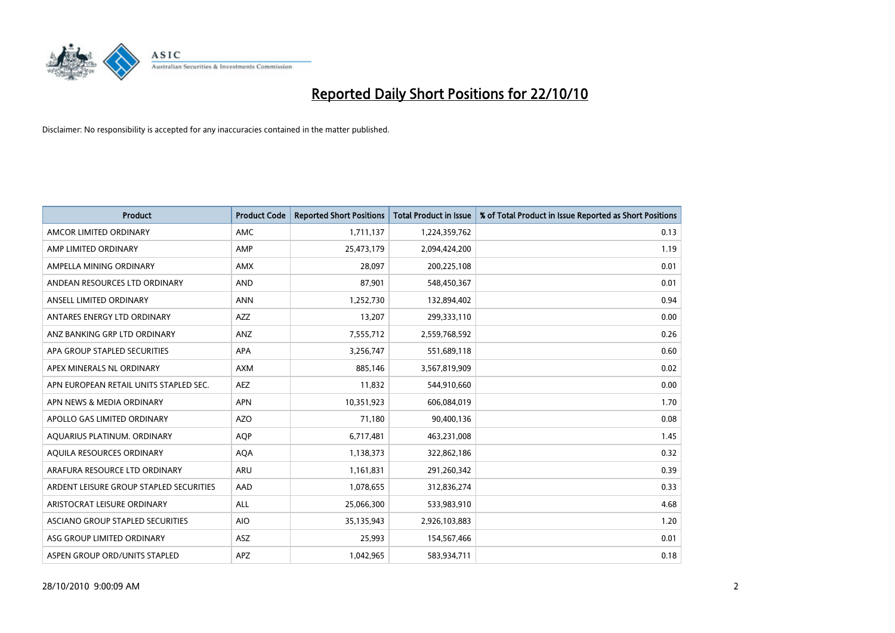# Reported Daily Short Positions for 22/10/10

Disclaimer: No responsibility is accepted for any inaccuracies contained in the matter published.

| Product | Product Code | Reported Short Positions | Total Product in Issue | % of Total Product in Issue Reported as Short Positions |
|---|---|---|---|---|
| AMCOR LIMITED ORDINARY | AMC | 1,711,137 | 1,224,359,762 | 0.13 |
| AMP LIMITED ORDINARY | AMP | 25,473,179 | 2,094,424,200 | 1.19 |
| AMPELLA MINING ORDINARY | AMX | 28,097 | 200,225,108 | 0.01 |
| ANDEAN RESOURCES LTD ORDINARY | AND | 87,901 | 548,450,367 | 0.01 |
| ANSELL LIMITED ORDINARY | ANN | 1,252,730 | 132,894,402 | 0.94 |
| ANTARES ENERGY LTD ORDINARY | AZZ | 13,207 | 299,333,110 | 0.00 |
| ANZ BANKING GRP LTD ORDINARY | ANZ | 7,555,712 | 2,559,768,592 | 0.26 |
| APA GROUP STAPLED SECURITIES | APA | 3,256,747 | 551,689,118 | 0.60 |
| APEX MINERALS NL ORDINARY | AXM | 885,146 | 3,567,819,909 | 0.02 |
| APN EUROPEAN RETAIL UNITS STAPLED SEC. | AEZ | 11,832 | 544,910,660 | 0.00 |
| APN NEWS & MEDIA ORDINARY | APN | 10,351,923 | 606,084,019 | 1.70 |
| APOLLO GAS LIMITED ORDINARY | AZO | 71,180 | 90,400,136 | 0.08 |
| AQUARIUS PLATINUM. ORDINARY | AQP | 6,717,481 | 463,231,008 | 1.45 |
| AQUILA RESOURCES ORDINARY | AQA | 1,138,373 | 322,862,186 | 0.32 |
| ARAFURA RESOURCE LTD ORDINARY | ARU | 1,161,831 | 291,260,342 | 0.39 |
| ARDENT LEISURE GROUP STAPLED SECURITIES | AAD | 1,078,655 | 312,836,274 | 0.33 |
| ARISTOCRAT LEISURE ORDINARY | ALL | 25,066,300 | 533,983,910 | 4.68 |
| ASCIANO GROUP STAPLED SECURITIES | AIO | 35,135,943 | 2,926,103,883 | 1.20 |
| ASG GROUP LIMITED ORDINARY | ASZ | 25,993 | 154,567,466 | 0.01 |
| ASPEN GROUP ORD/UNITS STAPLED | APZ | 1,042,965 | 583,934,711 | 0.18 |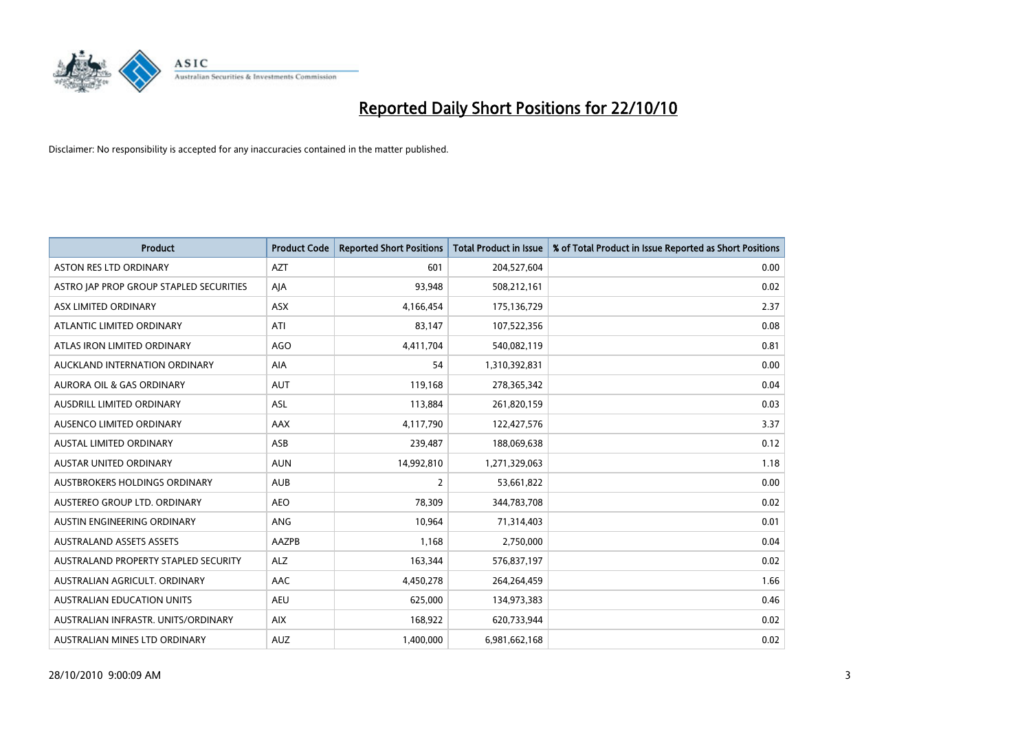# Reported Daily Short Positions for 22/10/10

Disclaimer: No responsibility is accepted for any inaccuracies contained in the matter published.

| Product | Product Code | Reported Short Positions | Total Product in Issue | % of Total Product in Issue Reported as Short Positions |
|---|---|---|---|---|
| ASTON RES LTD ORDINARY | AZT | 601 | 204,527,604 | 0.00 |
| ASTRO JAP PROP GROUP STAPLED SECURITIES | AJA | 93,948 | 508,212,161 | 0.02 |
| ASX LIMITED ORDINARY | ASX | 4,166,454 | 175,136,729 | 2.37 |
| ATLANTIC LIMITED ORDINARY | ATI | 83,147 | 107,522,356 | 0.08 |
| ATLAS IRON LIMITED ORDINARY | AGO | 4,411,704 | 540,082,119 | 0.81 |
| AUCKLAND INTERNATION ORDINARY | AIA | 54 | 1,310,392,831 | 0.00 |
| AURORA OIL & GAS ORDINARY | AUT | 119,168 | 278,365,342 | 0.04 |
| AUSDRILL LIMITED ORDINARY | ASL | 113,884 | 261,820,159 | 0.03 |
| AUSENCO LIMITED ORDINARY | AAX | 4,117,790 | 122,427,576 | 3.37 |
| AUSTAL LIMITED ORDINARY | ASB | 239,487 | 188,069,638 | 0.12 |
| AUSTAR UNITED ORDINARY | AUN | 14,992,810 | 1,271,329,063 | 1.18 |
| AUSTBROKERS HOLDINGS ORDINARY | AUB | 2 | 53,661,822 | 0.00 |
| AUSTEREO GROUP LTD. ORDINARY | AEO | 78,309 | 344,783,708 | 0.02 |
| AUSTIN ENGINEERING ORDINARY | ANG | 10,964 | 71,314,403 | 0.01 |
| AUSTRALAND ASSETS ASSETS | AAZPB | 1,168 | 2,750,000 | 0.04 |
| AUSTRALAND PROPERTY STAPLED SECURITY | ALZ | 163,344 | 576,837,197 | 0.02 |
| AUSTRALIAN AGRICULT. ORDINARY | AAC | 4,450,278 | 264,264,459 | 1.66 |
| AUSTRALIAN EDUCATION UNITS | AEU | 625,000 | 134,973,383 | 0.46 |
| AUSTRALIAN INFRASTR. UNITS/ORDINARY | AIX | 168,922 | 620,733,944 | 0.02 |
| AUSTRALIAN MINES LTD ORDINARY | AUZ | 1,400,000 | 6,981,662,168 | 0.02 |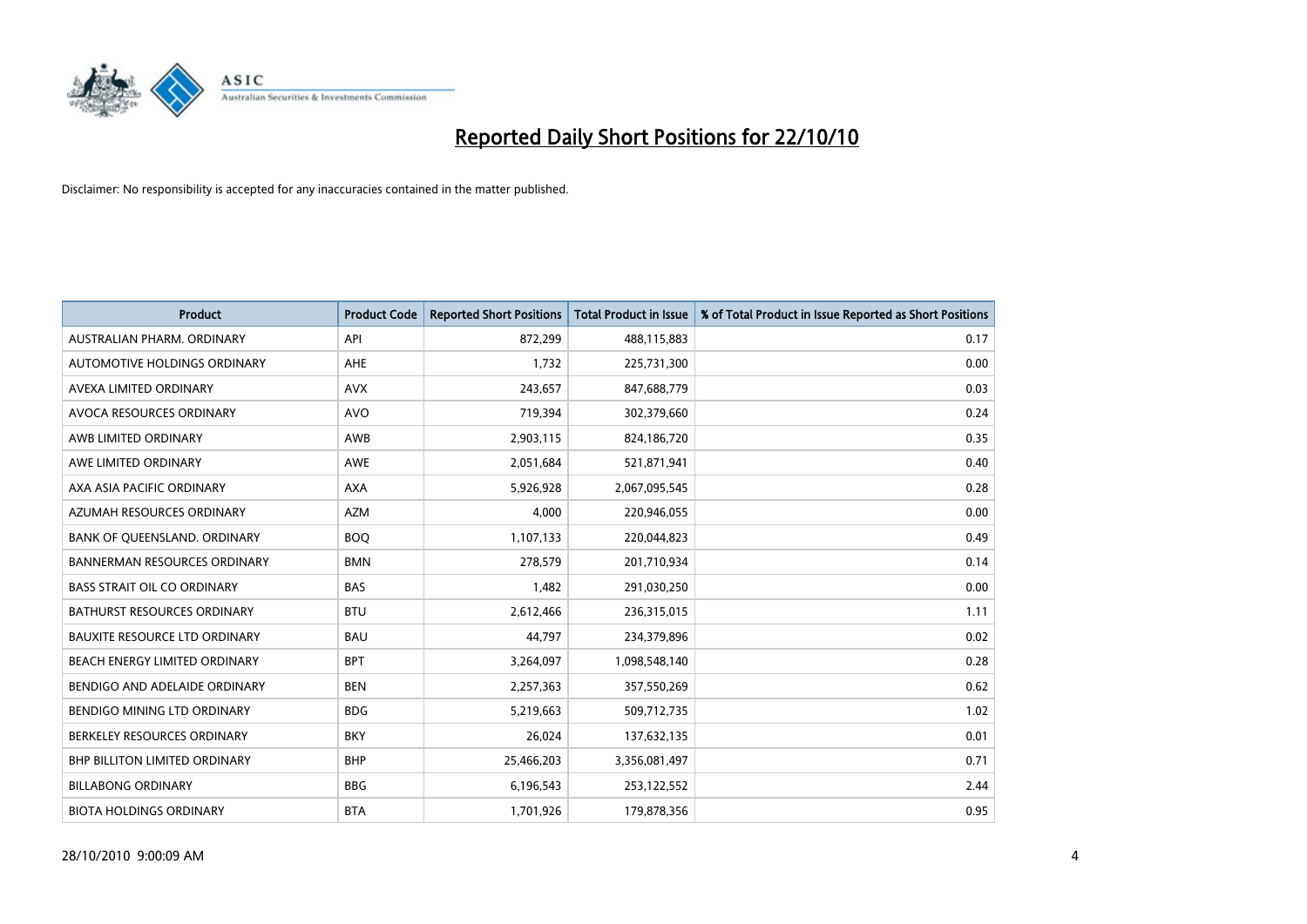# Reported Daily Short Positions for 22/10/10

Disclaimer: No responsibility is accepted for any inaccuracies contained in the matter published.

| Product | Product Code | Reported Short Positions | Total Product in Issue | % of Total Product in Issue Reported as Short Positions |
|---|---|---|---|---|
| AUSTRALIAN PHARM. ORDINARY | API | 872,299 | 488,115,883 | 0.17 |
| AUTOMOTIVE HOLDINGS ORDINARY | AHE | 1,732 | 225,731,300 | 0.00 |
| AVEXA LIMITED ORDINARY | AVX | 243,657 | 847,688,779 | 0.03 |
| AVOCA RESOURCES ORDINARY | AVO | 719,394 | 302,379,660 | 0.24 |
| AWB LIMITED ORDINARY | AWB | 2,903,115 | 824,186,720 | 0.35 |
| AWE LIMITED ORDINARY | AWE | 2,051,684 | 521,871,941 | 0.40 |
| AXA ASIA PACIFIC ORDINARY | AXA | 5,926,928 | 2,067,095,545 | 0.28 |
| AZUMAH RESOURCES ORDINARY | AZM | 4,000 | 220,946,055 | 0.00 |
| BANK OF QUEENSLAND. ORDINARY | BOQ | 1,107,133 | 220,044,823 | 0.49 |
| BANNERMAN RESOURCES ORDINARY | BMN | 278,579 | 201,710,934 | 0.14 |
| BASS STRAIT OIL CO ORDINARY | BAS | 1,482 | 291,030,250 | 0.00 |
| BATHURST RESOURCES ORDINARY | BTU | 2,612,466 | 236,315,015 | 1.11 |
| BAUXITE RESOURCE LTD ORDINARY | BAU | 44,797 | 234,379,896 | 0.02 |
| BEACH ENERGY LIMITED ORDINARY | BPT | 3,264,097 | 1,098,548,140 | 0.28 |
| BENDIGO AND ADELAIDE ORDINARY | BEN | 2,257,363 | 357,550,269 | 0.62 |
| BENDIGO MINING LTD ORDINARY | BDG | 5,219,663 | 509,712,735 | 1.02 |
| BERKELEY RESOURCES ORDINARY | BKY | 26,024 | 137,632,135 | 0.01 |
| BHP BILLITON LIMITED ORDINARY | BHP | 25,466,203 | 3,356,081,497 | 0.71 |
| BILLABONG ORDINARY | BBG | 6,196,543 | 253,122,552 | 2.44 |
| BIOTA HOLDINGS ORDINARY | BTA | 1,701,926 | 179,878,356 | 0.95 |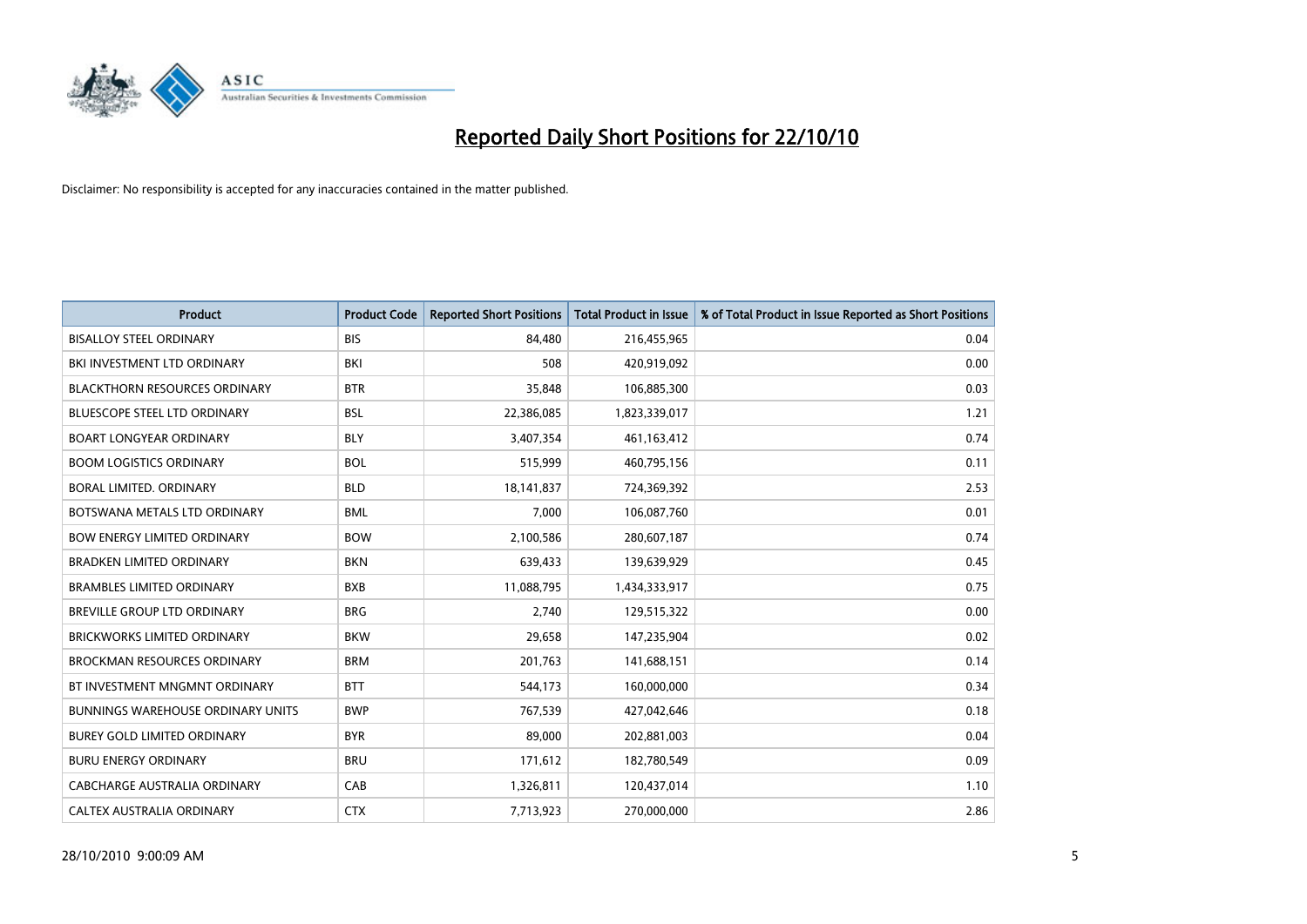# Reported Daily Short Positions for 22/10/10

Disclaimer: No responsibility is accepted for any inaccuracies contained in the matter published.

| Product | Product Code | Reported Short Positions | Total Product in Issue | % of Total Product in Issue Reported as Short Positions |
|---|---|---|---|---|
| BISALLOY STEEL ORDINARY | BIS | 84,480 | 216,455,965 | 0.04 |
| BKI INVESTMENT LTD ORDINARY | BKI | 508 | 420,919,092 | 0.00 |
| BLACKTHORN RESOURCES ORDINARY | BTR | 35,848 | 106,885,300 | 0.03 |
| BLUESCOPE STEEL LTD ORDINARY | BSL | 22,386,085 | 1,823,339,017 | 1.21 |
| BOART LONGYEAR ORDINARY | BLY | 3,407,354 | 461,163,412 | 0.74 |
| BOOM LOGISTICS ORDINARY | BOL | 515,999 | 460,795,156 | 0.11 |
| BORAL LIMITED. ORDINARY | BLD | 18,141,837 | 724,369,392 | 2.53 |
| BOTSWANA METALS LTD ORDINARY | BML | 7,000 | 106,087,760 | 0.01 |
| BOW ENERGY LIMITED ORDINARY | BOW | 2,100,586 | 280,607,187 | 0.74 |
| BRADKEN LIMITED ORDINARY | BKN | 639,433 | 139,639,929 | 0.45 |
| BRAMBLES LIMITED ORDINARY | BXB | 11,088,795 | 1,434,333,917 | 0.75 |
| BREVILLE GROUP LTD ORDINARY | BRG | 2,740 | 129,515,322 | 0.00 |
| BRICKWORKS LIMITED ORDINARY | BKW | 29,658 | 147,235,904 | 0.02 |
| BROCKMAN RESOURCES ORDINARY | BRM | 201,763 | 141,688,151 | 0.14 |
| BT INVESTMENT MNGMNT ORDINARY | BTT | 544,173 | 160,000,000 | 0.34 |
| BUNNINGS WAREHOUSE ORDINARY UNITS | BWP | 767,539 | 427,042,646 | 0.18 |
| BUREY GOLD LIMITED ORDINARY | BYR | 89,000 | 202,881,003 | 0.04 |
| BURU ENERGY ORDINARY | BRU | 171,612 | 182,780,549 | 0.09 |
| CABCHARGE AUSTRALIA ORDINARY | CAB | 1,326,811 | 120,437,014 | 1.10 |
| CALTEX AUSTRALIA ORDINARY | CTX | 7,713,923 | 270,000,000 | 2.86 |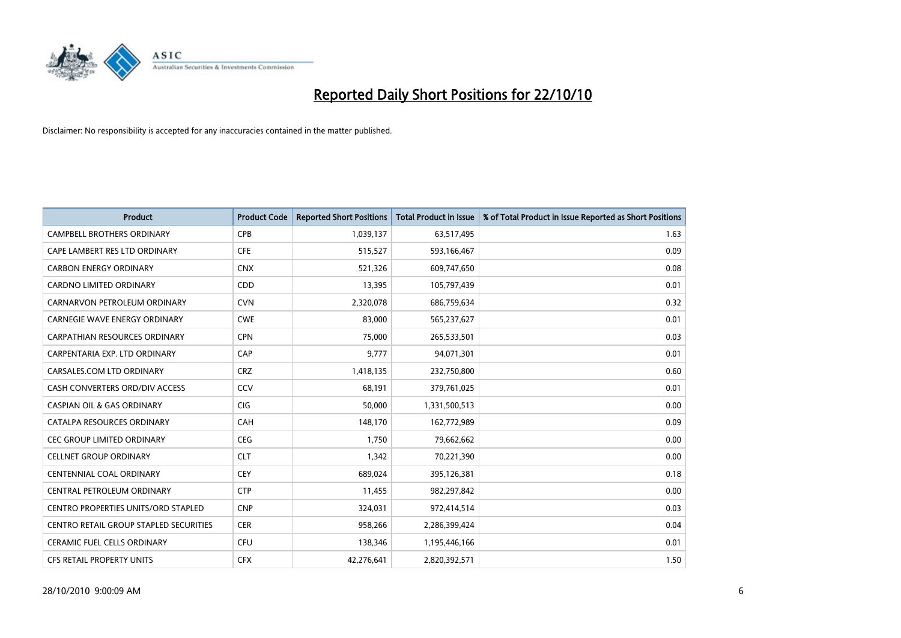# Reported Daily Short Positions for 22/10/10

Disclaimer: No responsibility is accepted for any inaccuracies contained in the matter published.

| Product | Product Code | Reported Short Positions | Total Product in Issue | % of Total Product in Issue Reported as Short Positions |
|---|---|---|---|---|
| CAMPBELL BROTHERS ORDINARY | CPB | 1,039,137 | 63,517,495 | 1.63 |
| CAPE LAMBERT RES LTD ORDINARY | CFE | 515,527 | 593,166,467 | 0.09 |
| CARBON ENERGY ORDINARY | CNX | 521,326 | 609,747,650 | 0.08 |
| CARDNO LIMITED ORDINARY | CDD | 13,395 | 105,797,439 | 0.01 |
| CARNARVON PETROLEUM ORDINARY | CVN | 2,320,078 | 686,759,634 | 0.32 |
| CARNEGIE WAVE ENERGY ORDINARY | CWE | 83,000 | 565,237,627 | 0.01 |
| CARPATHIAN RESOURCES ORDINARY | CPN | 75,000 | 265,533,501 | 0.03 |
| CARPENTARIA EXP. LTD ORDINARY | CAP | 9,777 | 94,071,301 | 0.01 |
| CARSALES.COM LTD ORDINARY | CRZ | 1,418,135 | 232,750,800 | 0.60 |
| CASH CONVERTERS ORD/DIV ACCESS | CCV | 68,191 | 379,761,025 | 0.01 |
| CASPIAN OIL & GAS ORDINARY | CIG | 50,000 | 1,331,500,513 | 0.00 |
| CATALPA RESOURCES ORDINARY | CAH | 148,170 | 162,772,989 | 0.09 |
| CEC GROUP LIMITED ORDINARY | CEG | 1,750 | 79,662,662 | 0.00 |
| CELLNET GROUP ORDINARY | CLT | 1,342 | 70,221,390 | 0.00 |
| CENTENNIAL COAL ORDINARY | CEY | 689,024 | 395,126,381 | 0.18 |
| CENTRAL PETROLEUM ORDINARY | CTP | 11,455 | 982,297,842 | 0.00 |
| CENTRO PROPERTIES UNITS/ORD STAPLED | CNP | 324,031 | 972,414,514 | 0.03 |
| CENTRO RETAIL GROUP STAPLED SECURITIES | CER | 958,266 | 2,286,399,424 | 0.04 |
| CERAMIC FUEL CELLS ORDINARY | CFU | 138,346 | 1,195,446,166 | 0.01 |
| CFS RETAIL PROPERTY UNITS | CFX | 42,276,641 | 2,820,392,571 | 1.50 |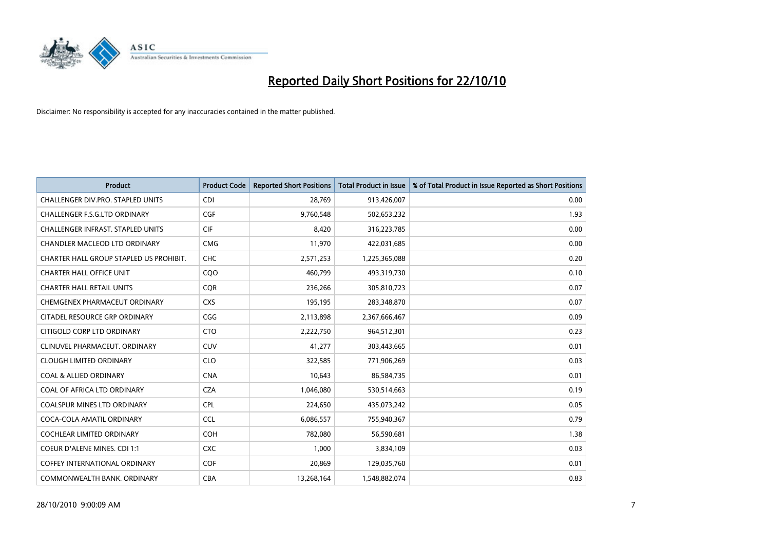# Reported Daily Short Positions for 22/10/10

Disclaimer: No responsibility is accepted for any inaccuracies contained in the matter published.

| Product | Product Code | Reported Short Positions | Total Product in Issue | % of Total Product in Issue Reported as Short Positions |
|---|---|---|---|---|
| CHALLENGER DIV.PRO. STAPLED UNITS | CDI | 28,769 | 913,426,007 | 0.00 |
| CHALLENGER F.S.G.LTD ORDINARY | CGF | 9,760,548 | 502,653,232 | 1.93 |
| CHALLENGER INFRAST. STAPLED UNITS | CIF | 8,420 | 316,223,785 | 0.00 |
| CHANDLER MACLEOD LTD ORDINARY | CMG | 11,970 | 422,031,685 | 0.00 |
| CHARTER HALL GROUP STAPLED US PROHIBIT. | CHC | 2,571,253 | 1,225,365,088 | 0.20 |
| CHARTER HALL OFFICE UNIT | CQO | 460,799 | 493,319,730 | 0.10 |
| CHARTER HALL RETAIL UNITS | CQR | 236,266 | 305,810,723 | 0.07 |
| CHEMGENEX PHARMACEUT ORDINARY | CXS | 195,195 | 283,348,870 | 0.07 |
| CITADEL RESOURCE GRP ORDINARY | CGG | 2,113,898 | 2,367,666,467 | 0.09 |
| CITIGOLD CORP LTD ORDINARY | CTO | 2,222,750 | 964,512,301 | 0.23 |
| CLINUVEL PHARMACEUT. ORDINARY | CUV | 41,277 | 303,443,665 | 0.01 |
| CLOUGH LIMITED ORDINARY | CLO | 322,585 | 771,906,269 | 0.03 |
| COAL & ALLIED ORDINARY | CNA | 10,643 | 86,584,735 | 0.01 |
| COAL OF AFRICA LTD ORDINARY | CZA | 1,046,080 | 530,514,663 | 0.19 |
| COALSPUR MINES LTD ORDINARY | CPL | 224,650 | 435,073,242 | 0.05 |
| COCA-COLA AMATIL ORDINARY | CCL | 6,086,557 | 755,940,367 | 0.79 |
| COCHLEAR LIMITED ORDINARY | COH | 782,080 | 56,590,681 | 1.38 |
| COEUR D'ALENE MINES. CDI 1:1 | CXC | 1,000 | 3,834,109 | 0.03 |
| COFFEY INTERNATIONAL ORDINARY | COF | 20,869 | 129,035,760 | 0.01 |
| COMMONWEALTH BANK. ORDINARY | CBA | 13,268,164 | 1,548,882,074 | 0.83 |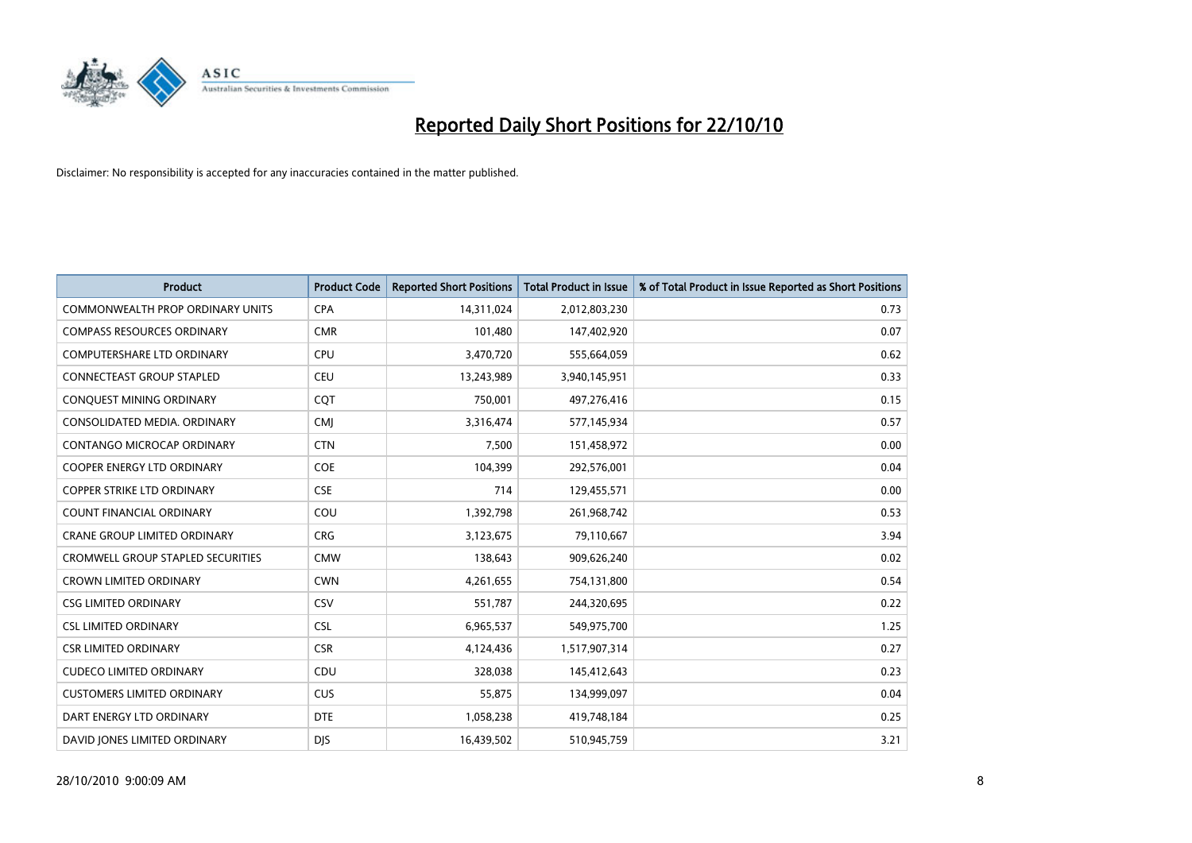# Reported Daily Short Positions for 22/10/10

Disclaimer: No responsibility is accepted for any inaccuracies contained in the matter published.

| Product | Product Code | Reported Short Positions | Total Product in Issue | % of Total Product in Issue Reported as Short Positions |
|---|---|---|---|---|
| COMMONWEALTH PROP ORDINARY UNITS | CPA | 14,311,024 | 2,012,803,230 | 0.73 |
| COMPASS RESOURCES ORDINARY | CMR | 101,480 | 147,402,920 | 0.07 |
| COMPUTERSHARE LTD ORDINARY | CPU | 3,470,720 | 555,664,059 | 0.62 |
| CONNECTEAST GROUP STAPLED | CEU | 13,243,989 | 3,940,145,951 | 0.33 |
| CONQUEST MINING ORDINARY | CQT | 750,001 | 497,276,416 | 0.15 |
| CONSOLIDATED MEDIA. ORDINARY | CMJ | 3,316,474 | 577,145,934 | 0.57 |
| CONTANGO MICROCAP ORDINARY | CTN | 7,500 | 151,458,972 | 0.00 |
| COOPER ENERGY LTD ORDINARY | COE | 104,399 | 292,576,001 | 0.04 |
| COPPER STRIKE LTD ORDINARY | CSE | 714 | 129,455,571 | 0.00 |
| COUNT FINANCIAL ORDINARY | COU | 1,392,798 | 261,968,742 | 0.53 |
| CRANE GROUP LIMITED ORDINARY | CRG | 3,123,675 | 79,110,667 | 3.94 |
| CROMWELL GROUP STAPLED SECURITIES | CMW | 138,643 | 909,626,240 | 0.02 |
| CROWN LIMITED ORDINARY | CWN | 4,261,655 | 754,131,800 | 0.54 |
| CSG LIMITED ORDINARY | CSV | 551,787 | 244,320,695 | 0.22 |
| CSL LIMITED ORDINARY | CSL | 6,965,537 | 549,975,700 | 1.25 |
| CSR LIMITED ORDINARY | CSR | 4,124,436 | 1,517,907,314 | 0.27 |
| CUDECO LIMITED ORDINARY | CDU | 328,038 | 145,412,643 | 0.23 |
| CUSTOMERS LIMITED ORDINARY | CUS | 55,875 | 134,999,097 | 0.04 |
| DART ENERGY LTD ORDINARY | DTE | 1,058,238 | 419,748,184 | 0.25 |
| DAVID JONES LIMITED ORDINARY | DJS | 16,439,502 | 510,945,759 | 3.21 |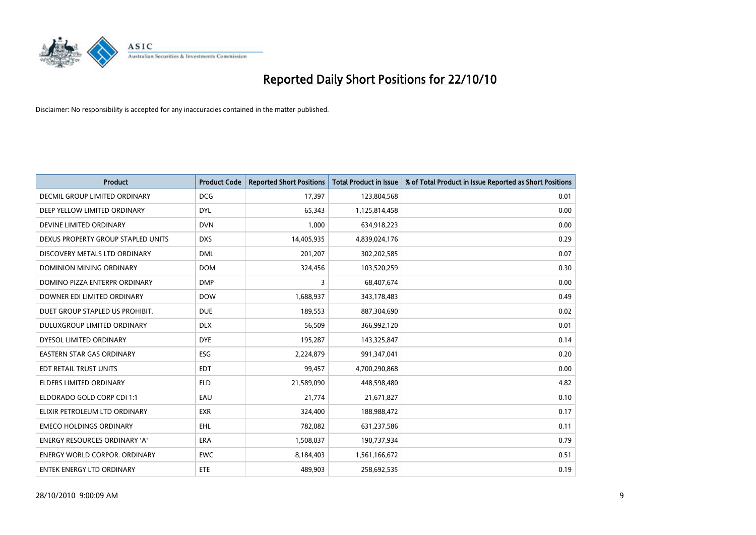# Reported Daily Short Positions for 22/10/10

Disclaimer: No responsibility is accepted for any inaccuracies contained in the matter published.

| Product | Product Code | Reported Short Positions | Total Product in Issue | % of Total Product in Issue Reported as Short Positions |
|---|---|---|---|---|
| DECMIL GROUP LIMITED ORDINARY | DCG | 17,397 | 123,804,568 | 0.01 |
| DEEP YELLOW LIMITED ORDINARY | DYL | 65,343 | 1,125,814,458 | 0.00 |
| DEVINE LIMITED ORDINARY | DVN | 1,000 | 634,918,223 | 0.00 |
| DEXUS PROPERTY GROUP STAPLED UNITS | DXS | 14,405,935 | 4,839,024,176 | 0.29 |
| DISCOVERY METALS LTD ORDINARY | DML | 201,207 | 302,202,585 | 0.07 |
| DOMINION MINING ORDINARY | DOM | 324,456 | 103,520,259 | 0.30 |
| DOMINO PIZZA ENTERPR ORDINARY | DMP | 3 | 68,407,674 | 0.00 |
| DOWNER EDI LIMITED ORDINARY | DOW | 1,688,937 | 343,178,483 | 0.49 |
| DUET GROUP STAPLED US PROHIBIT. | DUE | 189,553 | 887,304,690 | 0.02 |
| DULUXGROUP LIMITED ORDINARY | DLX | 56,509 | 366,992,120 | 0.01 |
| DYESOL LIMITED ORDINARY | DYE | 195,287 | 143,325,847 | 0.14 |
| EASTERN STAR GAS ORDINARY | ESG | 2,224,879 | 991,347,041 | 0.20 |
| EDT RETAIL TRUST UNITS | EDT | 99,457 | 4,700,290,868 | 0.00 |
| ELDERS LIMITED ORDINARY | ELD | 21,589,090 | 448,598,480 | 4.82 |
| ELDORADO GOLD CORP CDI 1:1 | EAU | 21,774 | 21,671,827 | 0.10 |
| ELIXIR PETROLEUM LTD ORDINARY | EXR | 324,400 | 188,988,472 | 0.17 |
| EMECO HOLDINGS ORDINARY | EHL | 782,082 | 631,237,586 | 0.11 |
| ENERGY RESOURCES ORDINARY 'A' | ERA | 1,508,037 | 190,737,934 | 0.79 |
| ENERGY WORLD CORPOR. ORDINARY | EWC | 8,184,403 | 1,561,166,672 | 0.51 |
| ENTEK ENERGY LTD ORDINARY | ETE | 489,903 | 258,692,535 | 0.19 |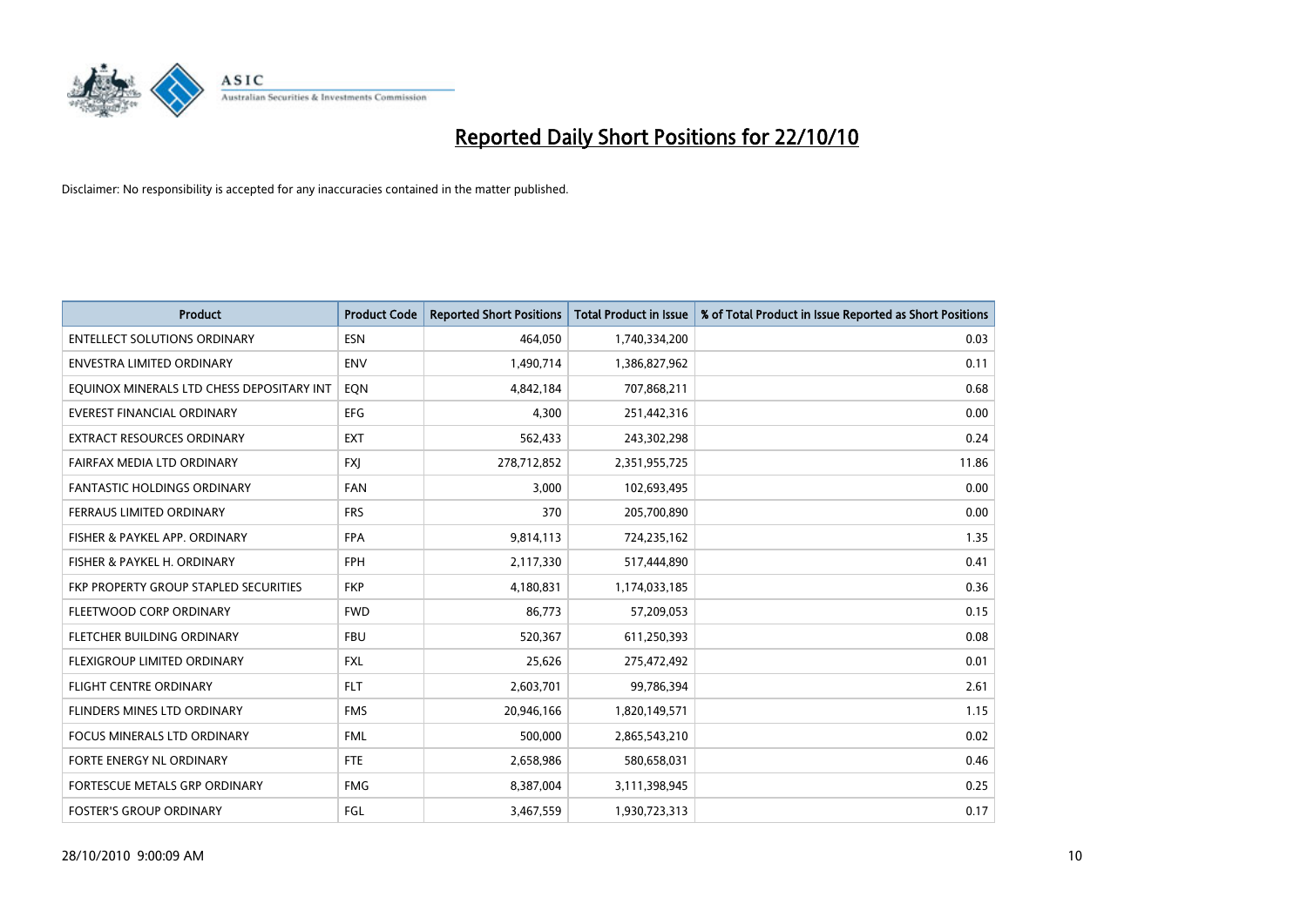# Reported Daily Short Positions for 22/10/10

Disclaimer: No responsibility is accepted for any inaccuracies contained in the matter published.

| Product | Product Code | Reported Short Positions | Total Product in Issue | % of Total Product in Issue Reported as Short Positions |
|---|---|---|---|---|
| ENTELLECT SOLUTIONS ORDINARY | ESN | 464,050 | 1,740,334,200 | 0.03 |
| ENVESTRA LIMITED ORDINARY | ENV | 1,490,714 | 1,386,827,962 | 0.11 |
| EQUINOX MINERALS LTD CHESS DEPOSITARY INT | EQN | 4,842,184 | 707,868,211 | 0.68 |
| EVEREST FINANCIAL ORDINARY | EFG | 4,300 | 251,442,316 | 0.00 |
| EXTRACT RESOURCES ORDINARY | EXT | 562,433 | 243,302,298 | 0.24 |
| FAIRFAX MEDIA LTD ORDINARY | FXJ | 278,712,852 | 2,351,955,725 | 11.86 |
| FANTASTIC HOLDINGS ORDINARY | FAN | 3,000 | 102,693,495 | 0.00 |
| FERRAUS LIMITED ORDINARY | FRS | 370 | 205,700,890 | 0.00 |
| FISHER & PAYKEL APP. ORDINARY | FPA | 9,814,113 | 724,235,162 | 1.35 |
| FISHER & PAYKEL H. ORDINARY | FPH | 2,117,330 | 517,444,890 | 0.41 |
| FKP PROPERTY GROUP STAPLED SECURITIES | FKP | 4,180,831 | 1,174,033,185 | 0.36 |
| FLEETWOOD CORP ORDINARY | FWD | 86,773 | 57,209,053 | 0.15 |
| FLETCHER BUILDING ORDINARY | FBU | 520,367 | 611,250,393 | 0.08 |
| FLEXIGROUP LIMITED ORDINARY | FXL | 25,626 | 275,472,492 | 0.01 |
| FLIGHT CENTRE ORDINARY | FLT | 2,603,701 | 99,786,394 | 2.61 |
| FLINDERS MINES LTD ORDINARY | FMS | 20,946,166 | 1,820,149,571 | 1.15 |
| FOCUS MINERALS LTD ORDINARY | FML | 500,000 | 2,865,543,210 | 0.02 |
| FORTE ENERGY NL ORDINARY | FTE | 2,658,986 | 580,658,031 | 0.46 |
| FORTESCUE METALS GRP ORDINARY | FMG | 8,387,004 | 3,111,398,945 | 0.25 |
| FOSTER'S GROUP ORDINARY | FGL | 3,467,559 | 1,930,723,313 | 0.17 |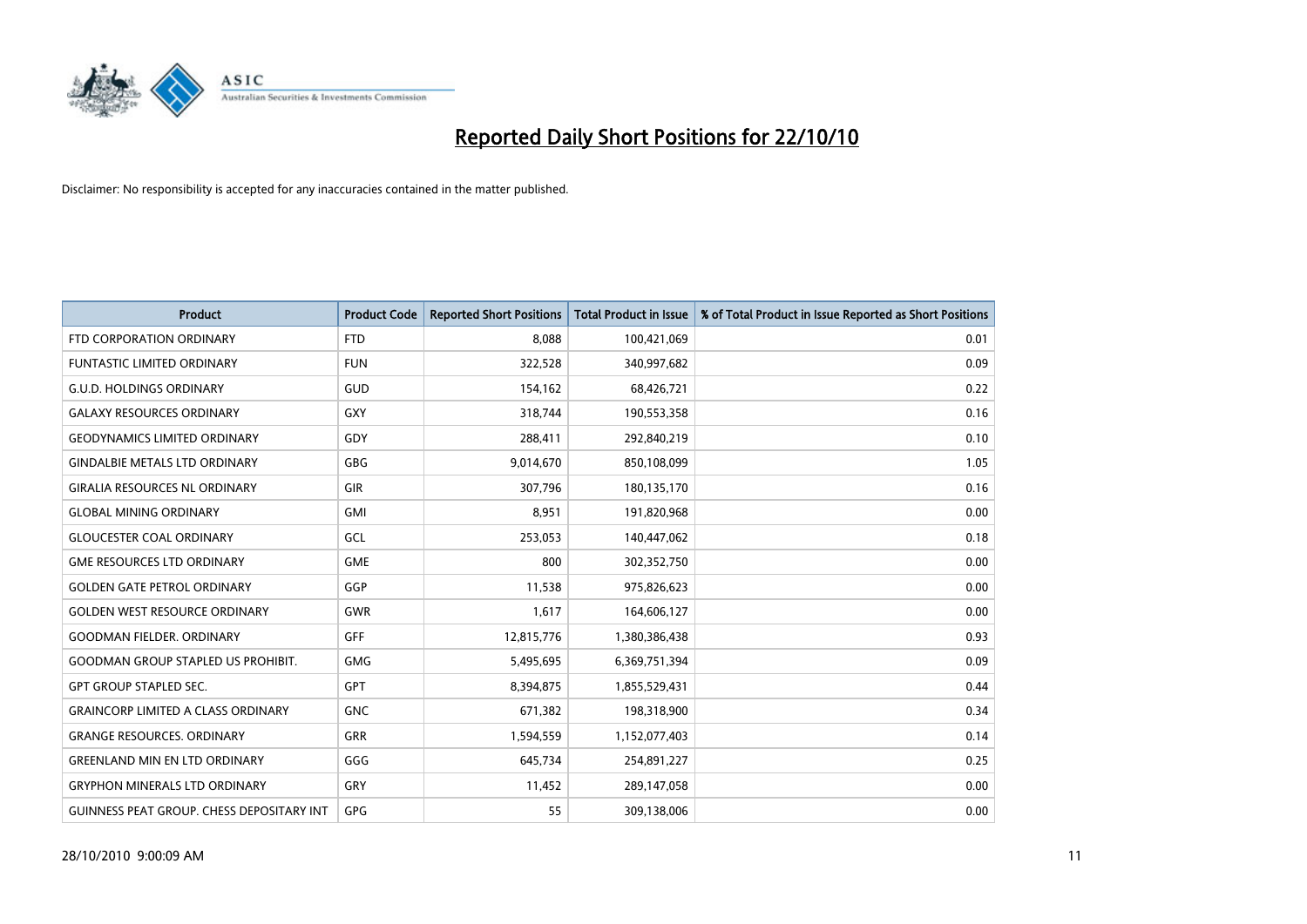# Reported Daily Short Positions for 22/10/10

Disclaimer: No responsibility is accepted for any inaccuracies contained in the matter published.

| Product | Product Code | Reported Short Positions | Total Product in Issue | % of Total Product in Issue Reported as Short Positions |
|---|---|---|---|---|
| FTD CORPORATION ORDINARY | FTD | 8,088 | 100,421,069 | 0.01 |
| FUNTASTIC LIMITED ORDINARY | FUN | 322,528 | 340,997,682 | 0.09 |
| G.U.D. HOLDINGS ORDINARY | GUD | 154,162 | 68,426,721 | 0.22 |
| GALAXY RESOURCES ORDINARY | GXY | 318,744 | 190,553,358 | 0.16 |
| GEODYNAMICS LIMITED ORDINARY | GDY | 288,411 | 292,840,219 | 0.10 |
| GINDALBIE METALS LTD ORDINARY | GBG | 9,014,670 | 850,108,099 | 1.05 |
| GIRALIA RESOURCES NL ORDINARY | GIR | 307,796 | 180,135,170 | 0.16 |
| GLOBAL MINING ORDINARY | GMI | 8,951 | 191,820,968 | 0.00 |
| GLOUCESTER COAL ORDINARY | GCL | 253,053 | 140,447,062 | 0.18 |
| GME RESOURCES LTD ORDINARY | GME | 800 | 302,352,750 | 0.00 |
| GOLDEN GATE PETROL ORDINARY | GGP | 11,538 | 975,826,623 | 0.00 |
| GOLDEN WEST RESOURCE ORDINARY | GWR | 1,617 | 164,606,127 | 0.00 |
| GOODMAN FIELDER. ORDINARY | GFF | 12,815,776 | 1,380,386,438 | 0.93 |
| GOODMAN GROUP STAPLED US PROHIBIT. | GMG | 5,495,695 | 6,369,751,394 | 0.09 |
| GPT GROUP STAPLED SEC. | GPT | 8,394,875 | 1,855,529,431 | 0.44 |
| GRAINCORP LIMITED A CLASS ORDINARY | GNC | 671,382 | 198,318,900 | 0.34 |
| GRANGE RESOURCES. ORDINARY | GRR | 1,594,559 | 1,152,077,403 | 0.14 |
| GREENLAND MIN EN LTD ORDINARY | GGG | 645,734 | 254,891,227 | 0.25 |
| GRYPHON MINERALS LTD ORDINARY | GRY | 11,452 | 289,147,058 | 0.00 |
| GUINNESS PEAT GROUP. CHESS DEPOSITARY INT | GPG | 55 | 309,138,006 | 0.00 |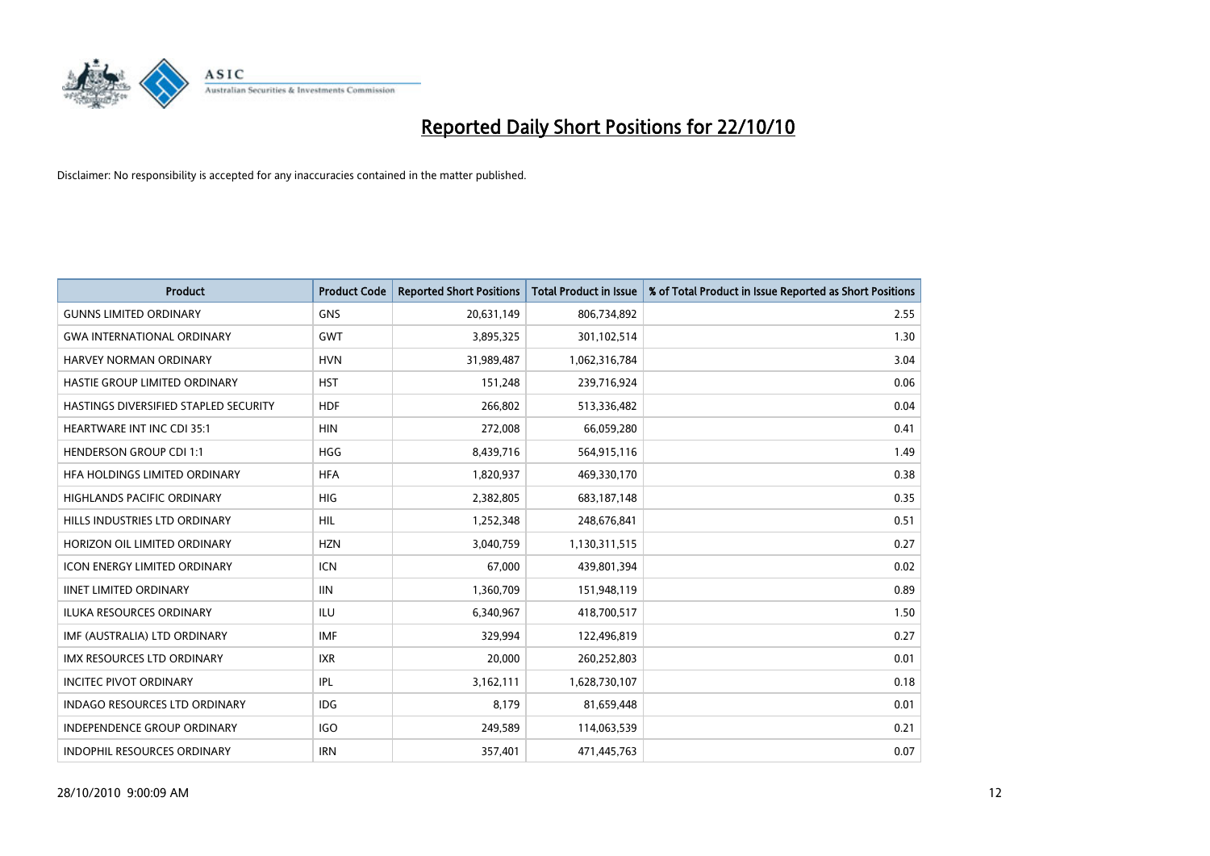# Reported Daily Short Positions for 22/10/10

Disclaimer: No responsibility is accepted for any inaccuracies contained in the matter published.

| Product | Product Code | Reported Short Positions | Total Product in Issue | % of Total Product in Issue Reported as Short Positions |
|---|---|---|---|---|
| GUNNS LIMITED ORDINARY | GNS | 20,631,149 | 806,734,892 | 2.55 |
| GWA INTERNATIONAL ORDINARY | GWT | 3,895,325 | 301,102,514 | 1.30 |
| HARVEY NORMAN ORDINARY | HVN | 31,989,487 | 1,062,316,784 | 3.04 |
| HASTIE GROUP LIMITED ORDINARY | HST | 151,248 | 239,716,924 | 0.06 |
| HASTINGS DIVERSIFIED STAPLED SECURITY | HDF | 266,802 | 513,336,482 | 0.04 |
| HEARTWARE INT INC CDI 35:1 | HIN | 272,008 | 66,059,280 | 0.41 |
| HENDERSON GROUP CDI 1:1 | HGG | 8,439,716 | 564,915,116 | 1.49 |
| HFA HOLDINGS LIMITED ORDINARY | HFA | 1,820,937 | 469,330,170 | 0.38 |
| HIGHLANDS PACIFIC ORDINARY | HIG | 2,382,805 | 683,187,148 | 0.35 |
| HILLS INDUSTRIES LTD ORDINARY | HIL | 1,252,348 | 248,676,841 | 0.51 |
| HORIZON OIL LIMITED ORDINARY | HZN | 3,040,759 | 1,130,311,515 | 0.27 |
| ICON ENERGY LIMITED ORDINARY | ICN | 67,000 | 439,801,394 | 0.02 |
| IINET LIMITED ORDINARY | IIN | 1,360,709 | 151,948,119 | 0.89 |
| ILUKA RESOURCES ORDINARY | ILU | 6,340,967 | 418,700,517 | 1.50 |
| IMF (AUSTRALIA) LTD ORDINARY | IMF | 329,994 | 122,496,819 | 0.27 |
| IMX RESOURCES LTD ORDINARY | IXR | 20,000 | 260,252,803 | 0.01 |
| INCITEC PIVOT ORDINARY | IPL | 3,162,111 | 1,628,730,107 | 0.18 |
| INDAGO RESOURCES LTD ORDINARY | IDG | 8,179 | 81,659,448 | 0.01 |
| INDEPENDENCE GROUP ORDINARY | IGO | 249,589 | 114,063,539 | 0.21 |
| INDOPHIL RESOURCES ORDINARY | IRN | 357,401 | 471,445,763 | 0.07 |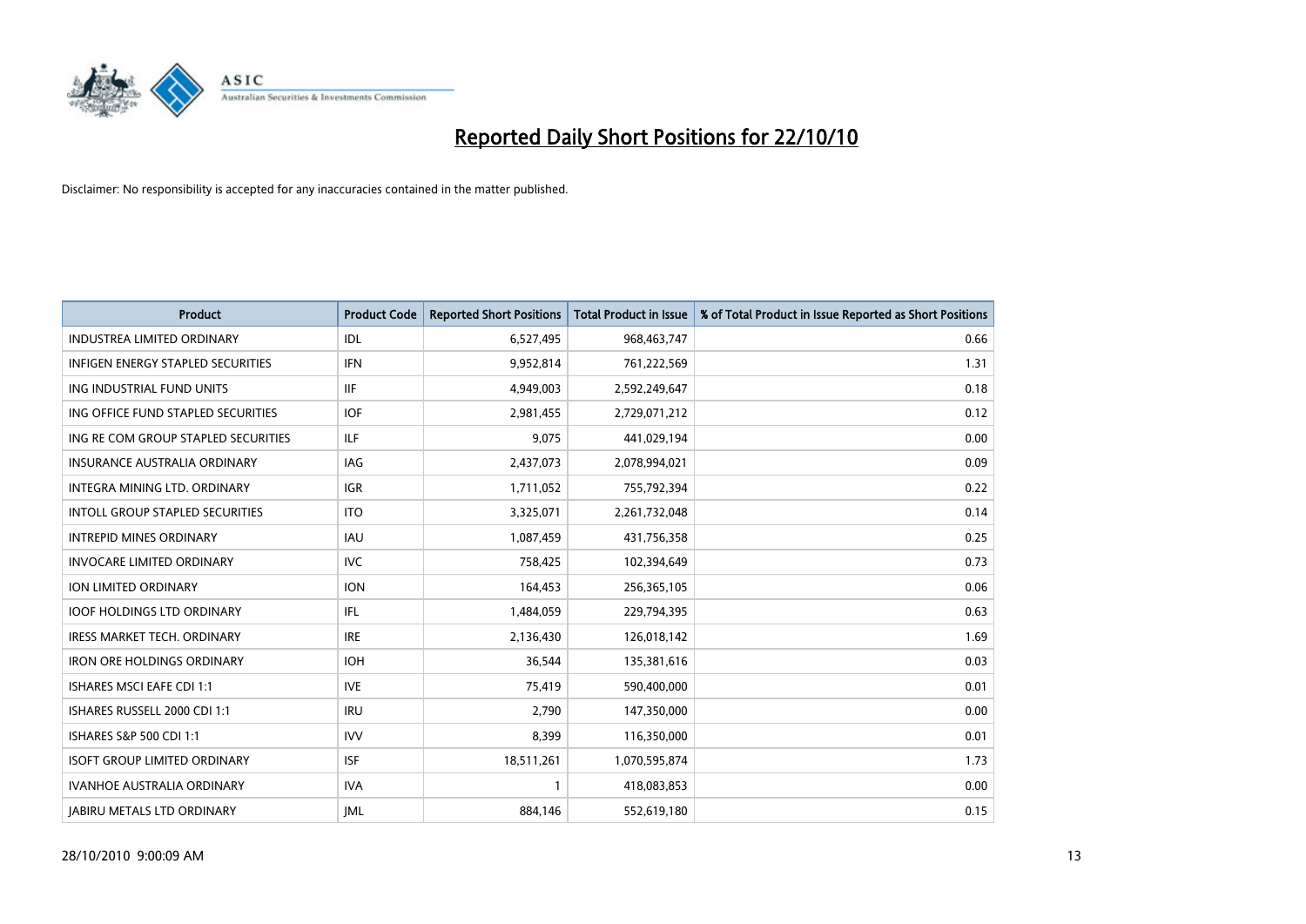# Reported Daily Short Positions for 22/10/10

Disclaimer: No responsibility is accepted for any inaccuracies contained in the matter published.

| Product | Product Code | Reported Short Positions | Total Product in Issue | % of Total Product in Issue Reported as Short Positions |
|---|---|---|---|---|
| INDUSTREA LIMITED ORDINARY | IDL | 6,527,495 | 968,463,747 | 0.66 |
| INFIGEN ENERGY STAPLED SECURITIES | IFN | 9,952,814 | 761,222,569 | 1.31 |
| ING INDUSTRIAL FUND UNITS | IIF | 4,949,003 | 2,592,249,647 | 0.18 |
| ING OFFICE FUND STAPLED SECURITIES | IOF | 2,981,455 | 2,729,071,212 | 0.12 |
| ING RE COM GROUP STAPLED SECURITIES | ILF | 9,075 | 441,029,194 | 0.00 |
| INSURANCE AUSTRALIA ORDINARY | IAG | 2,437,073 | 2,078,994,021 | 0.09 |
| INTEGRA MINING LTD. ORDINARY | IGR | 1,711,052 | 755,792,394 | 0.22 |
| INTOLL GROUP STAPLED SECURITIES | ITO | 3,325,071 | 2,261,732,048 | 0.14 |
| INTREPID MINES ORDINARY | IAU | 1,087,459 | 431,756,358 | 0.25 |
| INVOCARE LIMITED ORDINARY | IVC | 758,425 | 102,394,649 | 0.73 |
| ION LIMITED ORDINARY | ION | 164,453 | 256,365,105 | 0.06 |
| IOOF HOLDINGS LTD ORDINARY | IFL | 1,484,059 | 229,794,395 | 0.63 |
| IRESS MARKET TECH. ORDINARY | IRE | 2,136,430 | 126,018,142 | 1.69 |
| IRON ORE HOLDINGS ORDINARY | IOH | 36,544 | 135,381,616 | 0.03 |
| ISHARES MSCI EAFE CDI 1:1 | IVE | 75,419 | 590,400,000 | 0.01 |
| ISHARES RUSSELL 2000 CDI 1:1 | IRU | 2,790 | 147,350,000 | 0.00 |
| ISHARES S&P 500 CDI 1:1 | IVV | 8,399 | 116,350,000 | 0.01 |
| ISOFT GROUP LIMITED ORDINARY | ISF | 18,511,261 | 1,070,595,874 | 1.73 |
| IVANHOE AUSTRALIA ORDINARY | IVA | 1 | 418,083,853 | 0.00 |
| JABIRU METALS LTD ORDINARY | JML | 884,146 | 552,619,180 | 0.15 |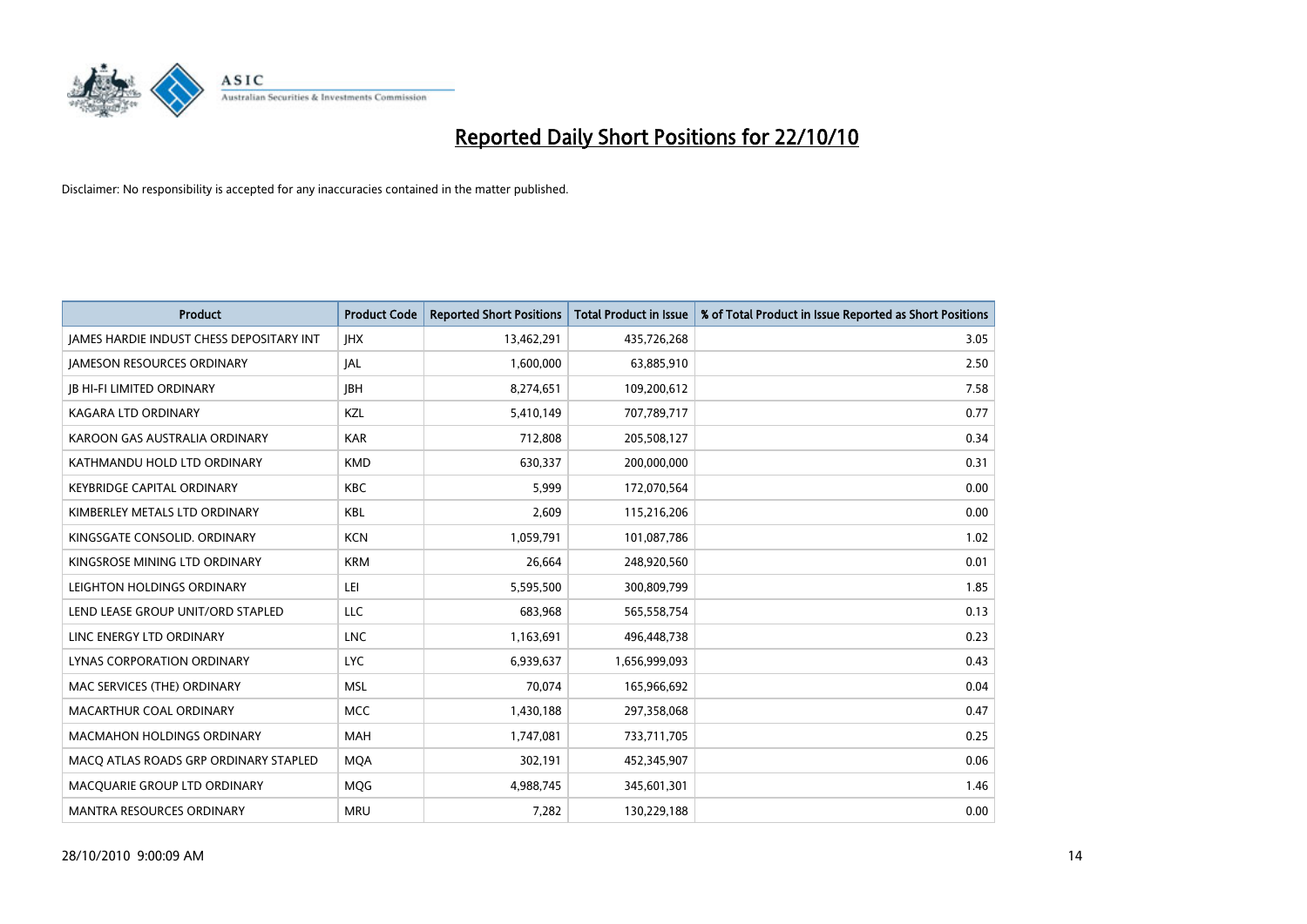# Reported Daily Short Positions for 22/10/10

Disclaimer: No responsibility is accepted for any inaccuracies contained in the matter published.

| Product | Product Code | Reported Short Positions | Total Product in Issue | % of Total Product in Issue Reported as Short Positions |
|---|---|---|---|---|
| JAMES HARDIE INDUST CHESS DEPOSITARY INT | JHX | 13,462,291 | 435,726,268 | 3.05 |
| JAMESON RESOURCES ORDINARY | JAL | 1,600,000 | 63,885,910 | 2.50 |
| JB HI-FI LIMITED ORDINARY | JBH | 8,274,651 | 109,200,612 | 7.58 |
| KAGARA LTD ORDINARY | KZL | 5,410,149 | 707,789,717 | 0.77 |
| KAROON GAS AUSTRALIA ORDINARY | KAR | 712,808 | 205,508,127 | 0.34 |
| KATHMANDU HOLD LTD ORDINARY | KMD | 630,337 | 200,000,000 | 0.31 |
| KEYBRIDGE CAPITAL ORDINARY | KBC | 5,999 | 172,070,564 | 0.00 |
| KIMBERLEY METALS LTD ORDINARY | KBL | 2,609 | 115,216,206 | 0.00 |
| KINGSGATE CONSOLID. ORDINARY | KCN | 1,059,791 | 101,087,786 | 1.02 |
| KINGSROSE MINING LTD ORDINARY | KRM | 26,664 | 248,920,560 | 0.01 |
| LEIGHTON HOLDINGS ORDINARY | LEI | 5,595,500 | 300,809,799 | 1.85 |
| LEND LEASE GROUP UNIT/ORD STAPLED | LLC | 683,968 | 565,558,754 | 0.13 |
| LINC ENERGY LTD ORDINARY | LNC | 1,163,691 | 496,448,738 | 0.23 |
| LYNAS CORPORATION ORDINARY | LYC | 6,939,637 | 1,656,999,093 | 0.43 |
| MAC SERVICES (THE) ORDINARY | MSL | 70,074 | 165,966,692 | 0.04 |
| MACARTHUR COAL ORDINARY | MCC | 1,430,188 | 297,358,068 | 0.47 |
| MACMAHON HOLDINGS ORDINARY | MAH | 1,747,081 | 733,711,705 | 0.25 |
| MACQ ATLAS ROADS GRP ORDINARY STAPLED | MQA | 302,191 | 452,345,907 | 0.06 |
| MACQUARIE GROUP LTD ORDINARY | MQG | 4,988,745 | 345,601,301 | 1.46 |
| MANTRA RESOURCES ORDINARY | MRU | 7,282 | 130,229,188 | 0.00 |

28/10/2010 9:00:09 AM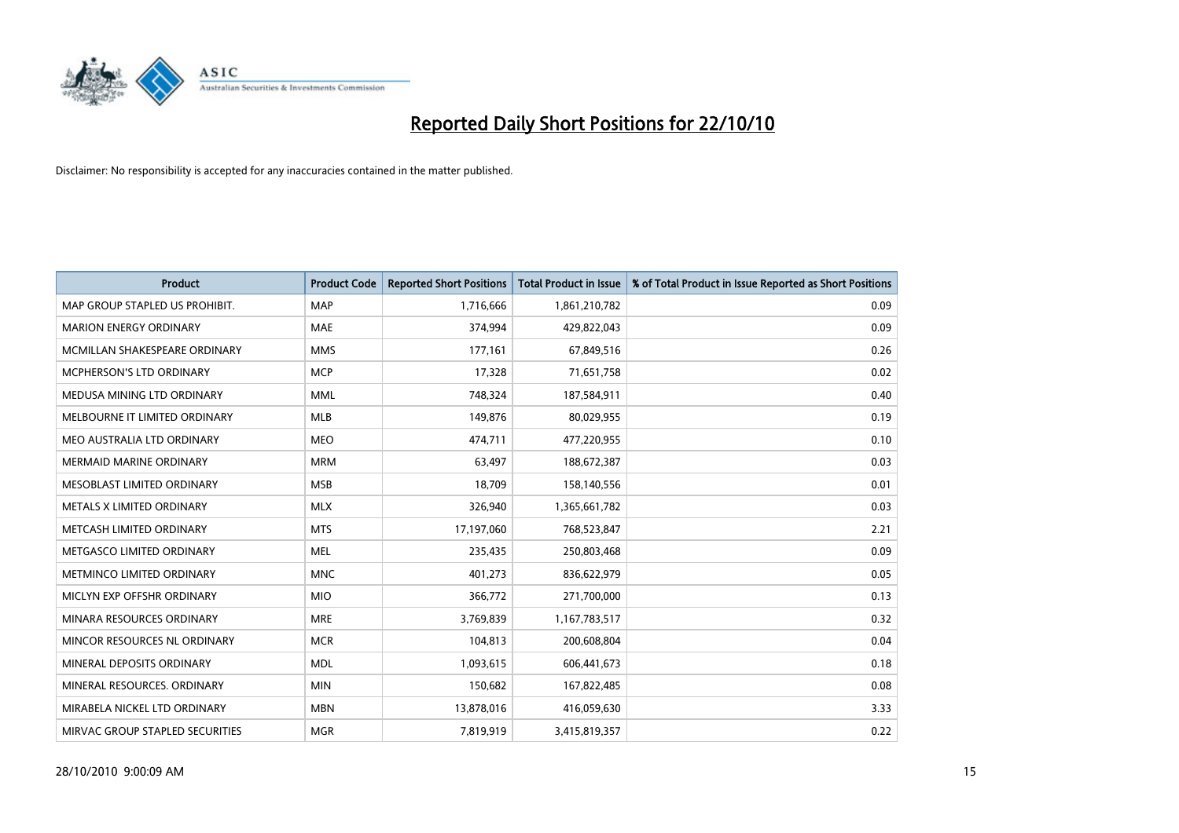# Reported Daily Short Positions for 22/10/10

Disclaimer: No responsibility is accepted for any inaccuracies contained in the matter published.

| Product | Product Code | Reported Short Positions | Total Product in Issue | % of Total Product in Issue Reported as Short Positions |
|---|---|---|---|---|
| MAP GROUP STAPLED US PROHIBIT. | MAP | 1,716,666 | 1,861,210,782 | 0.09 |
| MARION ENERGY ORDINARY | MAE | 374,994 | 429,822,043 | 0.09 |
| MCMILLAN SHAKESPEARE ORDINARY | MMS | 177,161 | 67,849,516 | 0.26 |
| MCPHERSON'S LTD ORDINARY | MCP | 17,328 | 71,651,758 | 0.02 |
| MEDUSA MINING LTD ORDINARY | MML | 748,324 | 187,584,911 | 0.40 |
| MELBOURNE IT LIMITED ORDINARY | MLB | 149,876 | 80,029,955 | 0.19 |
| MEO AUSTRALIA LTD ORDINARY | MEO | 474,711 | 477,220,955 | 0.10 |
| MERMAID MARINE ORDINARY | MRM | 63,497 | 188,672,387 | 0.03 |
| MESOBLAST LIMITED ORDINARY | MSB | 18,709 | 158,140,556 | 0.01 |
| METALS X LIMITED ORDINARY | MLX | 326,940 | 1,365,661,782 | 0.03 |
| METCASH LIMITED ORDINARY | MTS | 17,197,060 | 768,523,847 | 2.21 |
| METGASCO LIMITED ORDINARY | MEL | 235,435 | 250,803,468 | 0.09 |
| METMINCO LIMITED ORDINARY | MNC | 401,273 | 836,622,979 | 0.05 |
| MICLYN EXP OFFSHR ORDINARY | MIO | 366,772 | 271,700,000 | 0.13 |
| MINARA RESOURCES ORDINARY | MRE | 3,769,839 | 1,167,783,517 | 0.32 |
| MINCOR RESOURCES NL ORDINARY | MCR | 104,813 | 200,608,804 | 0.04 |
| MINERAL DEPOSITS ORDINARY | MDL | 1,093,615 | 606,441,673 | 0.18 |
| MINERAL RESOURCES. ORDINARY | MIN | 150,682 | 167,822,485 | 0.08 |
| MIRABELA NICKEL LTD ORDINARY | MBN | 13,878,016 | 416,059,630 | 3.33 |
| MIRVAC GROUP STAPLED SECURITIES | MGR | 7,819,919 | 3,415,819,357 | 0.22 |

28/10/2010 9:00:09 AM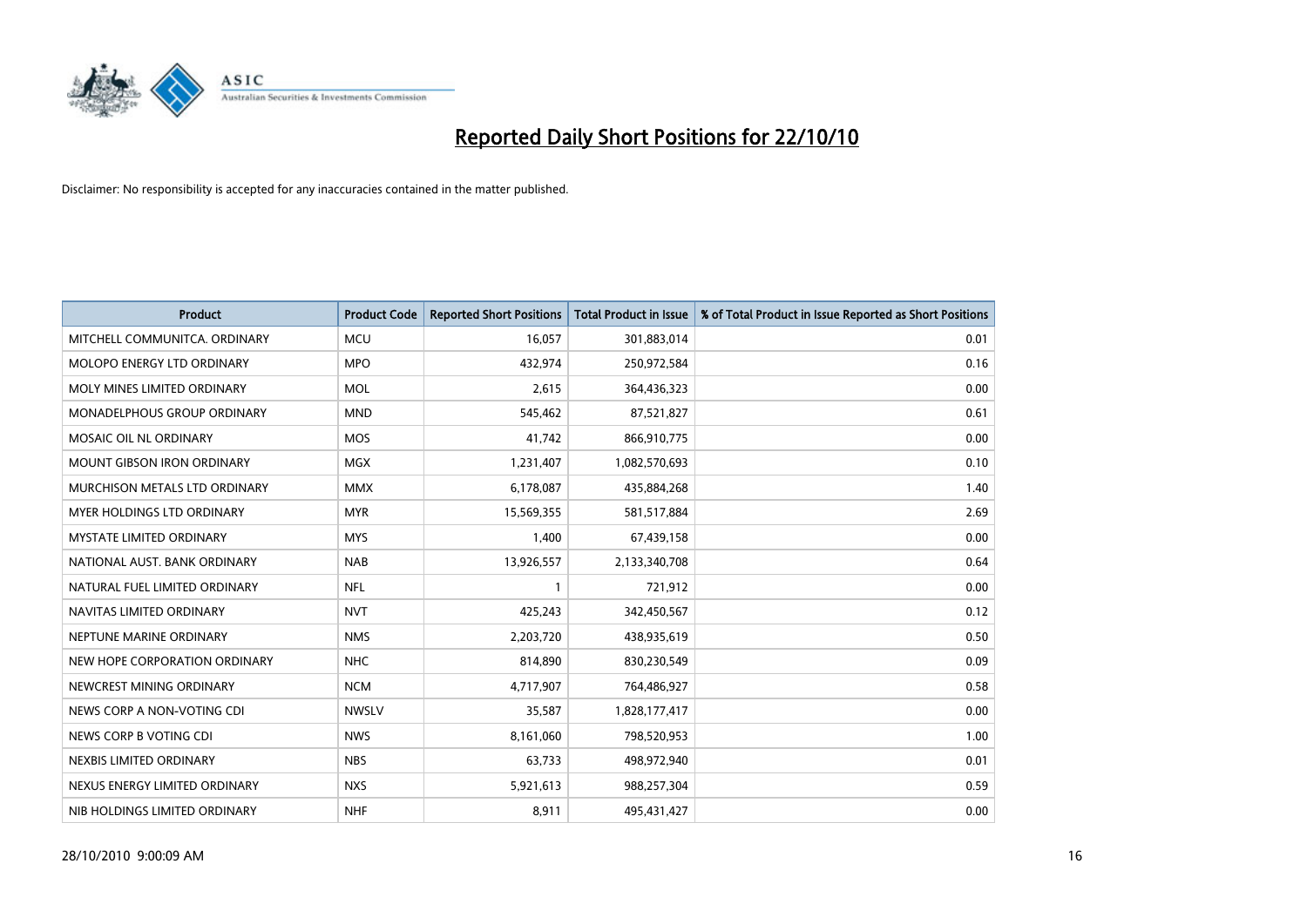# Reported Daily Short Positions for 22/10/10

Disclaimer: No responsibility is accepted for any inaccuracies contained in the matter published.

| Product | Product Code | Reported Short Positions | Total Product in Issue | % of Total Product in Issue Reported as Short Positions |
|---|---|---|---|---|
| MITCHELL COMMUNITCA. ORDINARY | MCU | 16,057 | 301,883,014 | 0.01 |
| MOLOPO ENERGY LTD ORDINARY | MPO | 432,974 | 250,972,584 | 0.16 |
| MOLY MINES LIMITED ORDINARY | MOL | 2,615 | 364,436,323 | 0.00 |
| MONADELPHOUS GROUP ORDINARY | MND | 545,462 | 87,521,827 | 0.61 |
| MOSAIC OIL NL ORDINARY | MOS | 41,742 | 866,910,775 | 0.00 |
| MOUNT GIBSON IRON ORDINARY | MGX | 1,231,407 | 1,082,570,693 | 0.10 |
| MURCHISON METALS LTD ORDINARY | MMX | 6,178,087 | 435,884,268 | 1.40 |
| MYER HOLDINGS LTD ORDINARY | MYR | 15,569,355 | 581,517,884 | 2.69 |
| MYSTATE LIMITED ORDINARY | MYS | 1,400 | 67,439,158 | 0.00 |
| NATIONAL AUST. BANK ORDINARY | NAB | 13,926,557 | 2,133,340,708 | 0.64 |
| NATURAL FUEL LIMITED ORDINARY | NFL | 1 | 721,912 | 0.00 |
| NAVITAS LIMITED ORDINARY | NVT | 425,243 | 342,450,567 | 0.12 |
| NEPTUNE MARINE ORDINARY | NMS | 2,203,720 | 438,935,619 | 0.50 |
| NEW HOPE CORPORATION ORDINARY | NHC | 814,890 | 830,230,549 | 0.09 |
| NEWCREST MINING ORDINARY | NCM | 4,717,907 | 764,486,927 | 0.58 |
| NEWS CORP A NON-VOTING CDI | NWSLV | 35,587 | 1,828,177,417 | 0.00 |
| NEWS CORP B VOTING CDI | NWS | 8,161,060 | 798,520,953 | 1.00 |
| NEXBIS LIMITED ORDINARY | NBS | 63,733 | 498,972,940 | 0.01 |
| NEXUS ENERGY LIMITED ORDINARY | NXS | 5,921,613 | 988,257,304 | 0.59 |
| NIB HOLDINGS LIMITED ORDINARY | NHF | 8,911 | 495,431,427 | 0.00 |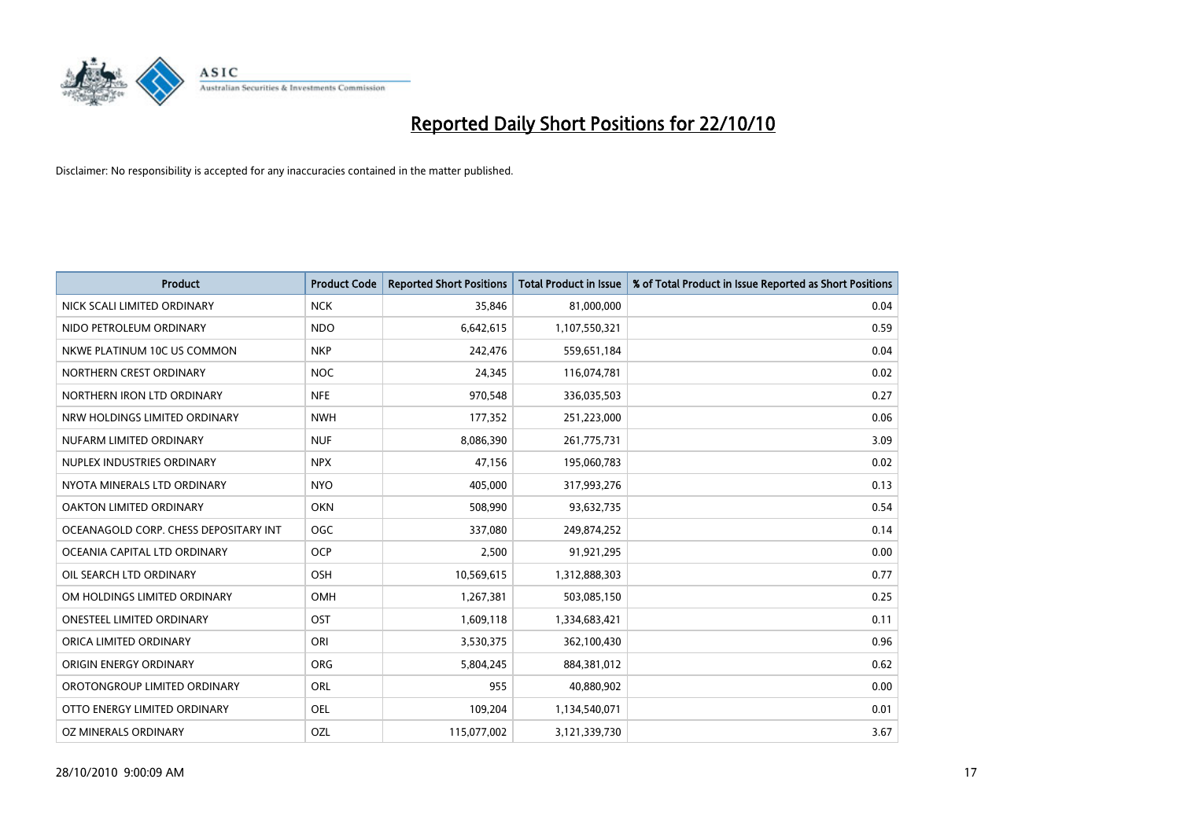# Reported Daily Short Positions for 22/10/10

Disclaimer: No responsibility is accepted for any inaccuracies contained in the matter published.

| Product | Product Code | Reported Short Positions | Total Product in Issue | % of Total Product in Issue Reported as Short Positions |
|---|---|---|---|---|
| NICK SCALI LIMITED ORDINARY | NCK | 35,846 | 81,000,000 | 0.04 |
| NIDO PETROLEUM ORDINARY | NDO | 6,642,615 | 1,107,550,321 | 0.59 |
| NKWE PLATINUM 10C US COMMON | NKP | 242,476 | 559,651,184 | 0.04 |
| NORTHERN CREST ORDINARY | NOC | 24,345 | 116,074,781 | 0.02 |
| NORTHERN IRON LTD ORDINARY | NFE | 970,548 | 336,035,503 | 0.27 |
| NRW HOLDINGS LIMITED ORDINARY | NWH | 177,352 | 251,223,000 | 0.06 |
| NUFARM LIMITED ORDINARY | NUF | 8,086,390 | 261,775,731 | 3.09 |
| NUPLEX INDUSTRIES ORDINARY | NPX | 47,156 | 195,060,783 | 0.02 |
| NYOTA MINERALS LTD ORDINARY | NYO | 405,000 | 317,993,276 | 0.13 |
| OAKTON LIMITED ORDINARY | OKN | 508,990 | 93,632,735 | 0.54 |
| OCEANAGOLD CORP. CHESS DEPOSITARY INT | OGC | 337,080 | 249,874,252 | 0.14 |
| OCEANIA CAPITAL LTD ORDINARY | OCP | 2,500 | 91,921,295 | 0.00 |
| OIL SEARCH LTD ORDINARY | OSH | 10,569,615 | 1,312,888,303 | 0.77 |
| OM HOLDINGS LIMITED ORDINARY | OMH | 1,267,381 | 503,085,150 | 0.25 |
| ONESTEEL LIMITED ORDINARY | OST | 1,609,118 | 1,334,683,421 | 0.11 |
| ORICA LIMITED ORDINARY | ORI | 3,530,375 | 362,100,430 | 0.96 |
| ORIGIN ENERGY ORDINARY | ORG | 5,804,245 | 884,381,012 | 0.62 |
| OROTONGROUP LIMITED ORDINARY | ORL | 955 | 40,880,902 | 0.00 |
| OTTO ENERGY LIMITED ORDINARY | OEL | 109,204 | 1,134,540,071 | 0.01 |
| OZ MINERALS ORDINARY | OZL | 115,077,002 | 3,121,339,730 | 3.67 |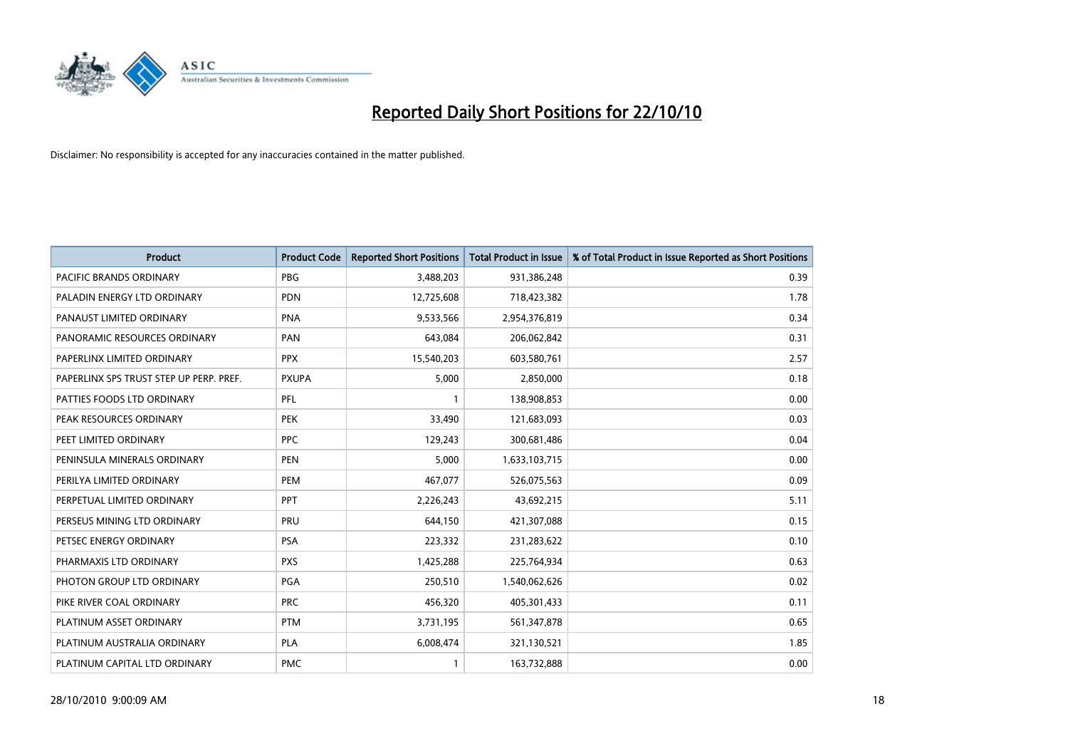# Reported Daily Short Positions for 22/10/10

Disclaimer: No responsibility is accepted for any inaccuracies contained in the matter published.

| Product | Product Code | Reported Short Positions | Total Product in Issue | % of Total Product in Issue Reported as Short Positions |
|---|---|---|---|---|
| PACIFIC BRANDS ORDINARY | PBG | 3,488,203 | 931,386,248 | 0.39 |
| PALADIN ENERGY LTD ORDINARY | PDN | 12,725,608 | 718,423,382 | 1.78 |
| PANAUST LIMITED ORDINARY | PNA | 9,533,566 | 2,954,376,819 | 0.34 |
| PANORAMIC RESOURCES ORDINARY | PAN | 643,084 | 206,062,842 | 0.31 |
| PAPERLINX LIMITED ORDINARY | PPX | 15,540,203 | 603,580,761 | 2.57 |
| PAPERLINX SPS TRUST STEP UP PERP. PREF. | PXUPA | 5,000 | 2,850,000 | 0.18 |
| PATTIES FOODS LTD ORDINARY | PFL | 1 | 138,908,853 | 0.00 |
| PEAK RESOURCES ORDINARY | PEK | 33,490 | 121,683,093 | 0.03 |
| PEET LIMITED ORDINARY | PPC | 129,243 | 300,681,486 | 0.04 |
| PENINSULA MINERALS ORDINARY | PEN | 5,000 | 1,633,103,715 | 0.00 |
| PERILYA LIMITED ORDINARY | PEM | 467,077 | 526,075,563 | 0.09 |
| PERPETUAL LIMITED ORDINARY | PPT | 2,226,243 | 43,692,215 | 5.11 |
| PERSEUS MINING LTD ORDINARY | PRU | 644,150 | 421,307,088 | 0.15 |
| PETSEC ENERGY ORDINARY | PSA | 223,332 | 231,283,622 | 0.10 |
| PHARMAXIS LTD ORDINARY | PXS | 1,425,288 | 225,764,934 | 0.63 |
| PHOTON GROUP LTD ORDINARY | PGA | 250,510 | 1,540,062,626 | 0.02 |
| PIKE RIVER COAL ORDINARY | PRC | 456,320 | 405,301,433 | 0.11 |
| PLATINUM ASSET ORDINARY | PTM | 3,731,195 | 561,347,878 | 0.65 |
| PLATINUM AUSTRALIA ORDINARY | PLA | 6,008,474 | 321,130,521 | 1.85 |
| PLATINUM CAPITAL LTD ORDINARY | PMC | 1 | 163,732,888 | 0.00 |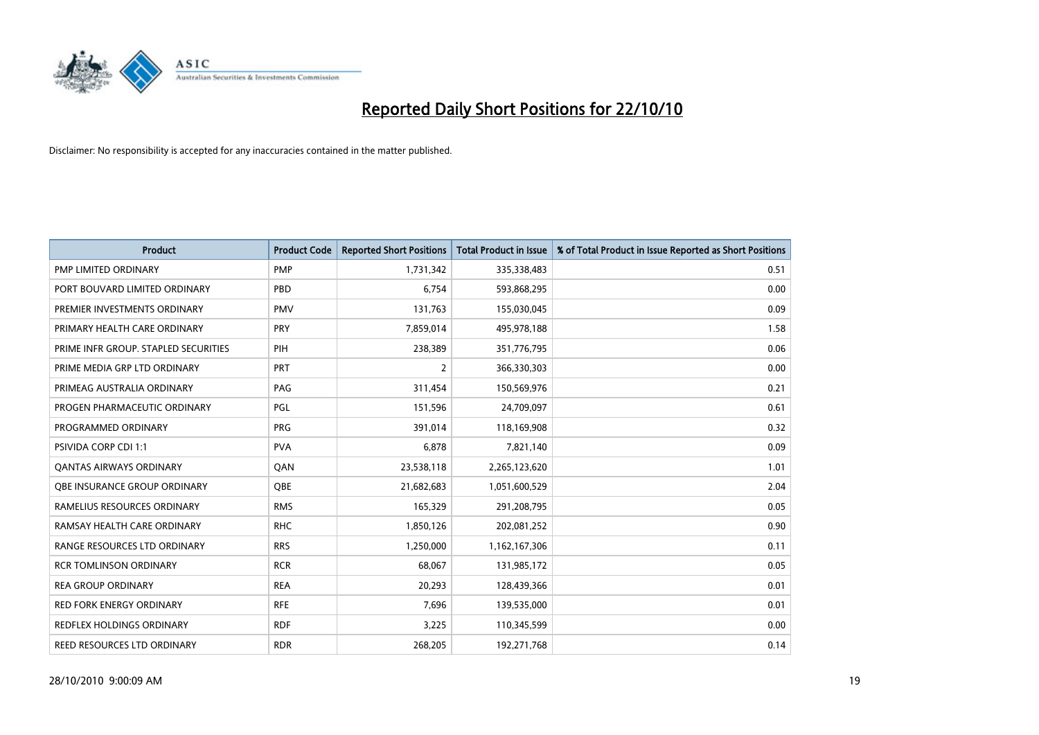# Reported Daily Short Positions for 22/10/10

Disclaimer: No responsibility is accepted for any inaccuracies contained in the matter published.

| Product | Product Code | Reported Short Positions | Total Product in Issue | % of Total Product in Issue Reported as Short Positions |
|---|---|---|---|---|
| PMP LIMITED ORDINARY | PMP | 1,731,342 | 335,338,483 | 0.51 |
| PORT BOUVARD LIMITED ORDINARY | PBD | 6,754 | 593,868,295 | 0.00 |
| PREMIER INVESTMENTS ORDINARY | PMV | 131,763 | 155,030,045 | 0.09 |
| PRIMARY HEALTH CARE ORDINARY | PRY | 7,859,014 | 495,978,188 | 1.58 |
| PRIME INFR GROUP. STAPLED SECURITIES | PIH | 238,389 | 351,776,795 | 0.06 |
| PRIME MEDIA GRP LTD ORDINARY | PRT | 2 | 366,330,303 | 0.00 |
| PRIMEAG AUSTRALIA ORDINARY | PAG | 311,454 | 150,569,976 | 0.21 |
| PROGEN PHARMACEUTIC ORDINARY | PGL | 151,596 | 24,709,097 | 0.61 |
| PROGRAMMED ORDINARY | PRG | 391,014 | 118,169,908 | 0.32 |
| PSIVIDA CORP CDI 1:1 | PVA | 6,878 | 7,821,140 | 0.09 |
| QANTAS AIRWAYS ORDINARY | QAN | 23,538,118 | 2,265,123,620 | 1.01 |
| QBE INSURANCE GROUP ORDINARY | QBE | 21,682,683 | 1,051,600,529 | 2.04 |
| RAMELIUS RESOURCES ORDINARY | RMS | 165,329 | 291,208,795 | 0.05 |
| RAMSAY HEALTH CARE ORDINARY | RHC | 1,850,126 | 202,081,252 | 0.90 |
| RANGE RESOURCES LTD ORDINARY | RRS | 1,250,000 | 1,162,167,306 | 0.11 |
| RCR TOMLINSON ORDINARY | RCR | 68,067 | 131,985,172 | 0.05 |
| REA GROUP ORDINARY | REA | 20,293 | 128,439,366 | 0.01 |
| RED FORK ENERGY ORDINARY | RFE | 7,696 | 139,535,000 | 0.01 |
| REDFLEX HOLDINGS ORDINARY | RDF | 3,225 | 110,345,599 | 0.00 |
| REED RESOURCES LTD ORDINARY | RDR | 268,205 | 192,271,768 | 0.14 |

28/10/2010 9:00:09 AM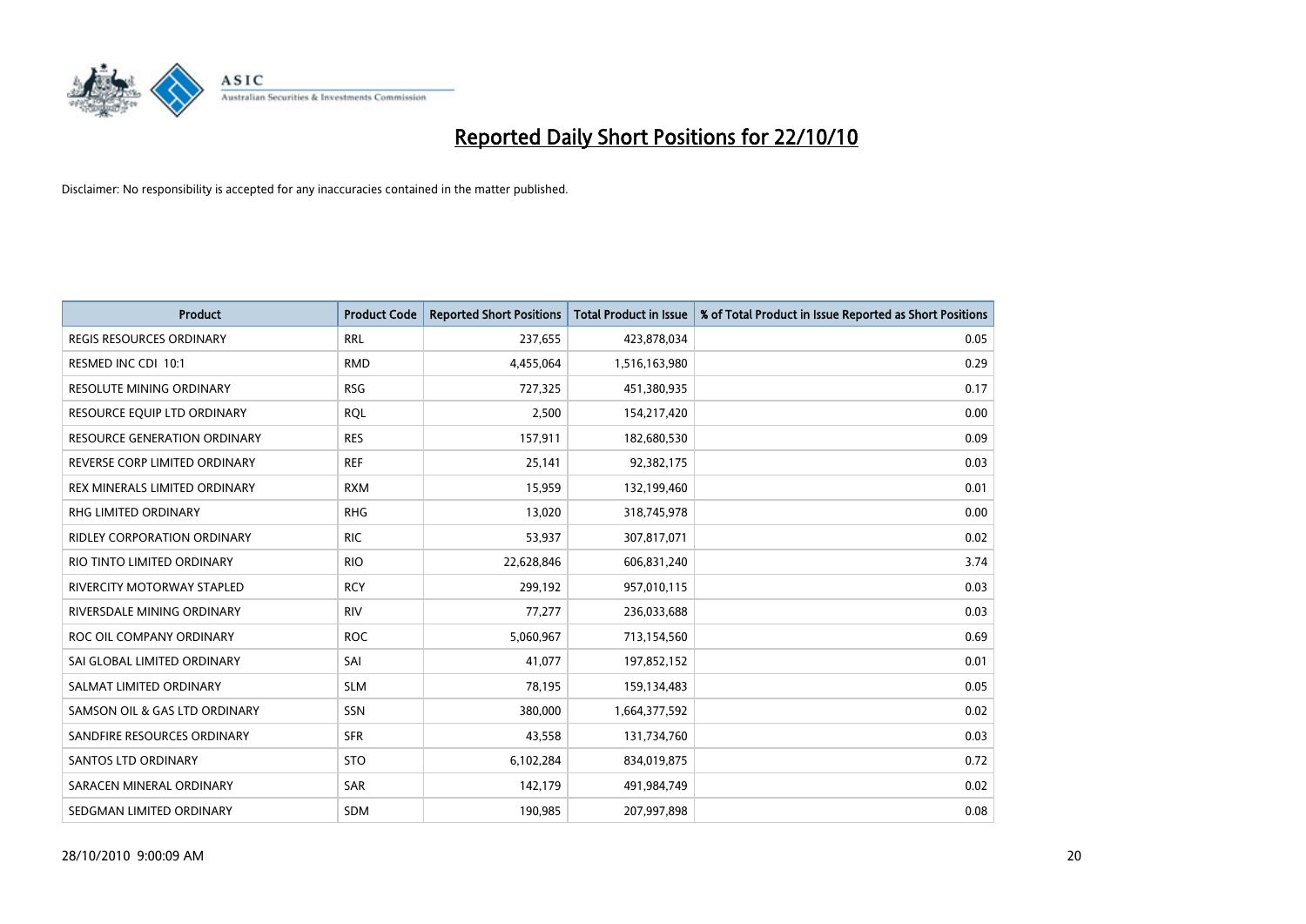# Reported Daily Short Positions for 22/10/10

Disclaimer: No responsibility is accepted for any inaccuracies contained in the matter published.

| Product | Product Code | Reported Short Positions | Total Product in Issue | % of Total Product in Issue Reported as Short Positions |
|---|---|---|---|---|
| REGIS RESOURCES ORDINARY | RRL | 237,655 | 423,878,034 | 0.05 |
| RESMED INC CDI 10:1 | RMD | 4,455,064 | 1,516,163,980 | 0.29 |
| RESOLUTE MINING ORDINARY | RSG | 727,325 | 451,380,935 | 0.17 |
| RESOURCE EQUIP LTD ORDINARY | RQL | 2,500 | 154,217,420 | 0.00 |
| RESOURCE GENERATION ORDINARY | RES | 157,911 | 182,680,530 | 0.09 |
| REVERSE CORP LIMITED ORDINARY | REF | 25,141 | 92,382,175 | 0.03 |
| REX MINERALS LIMITED ORDINARY | RXM | 15,959 | 132,199,460 | 0.01 |
| RHG LIMITED ORDINARY | RHG | 13,020 | 318,745,978 | 0.00 |
| RIDLEY CORPORATION ORDINARY | RIC | 53,937 | 307,817,071 | 0.02 |
| RIO TINTO LIMITED ORDINARY | RIO | 22,628,846 | 606,831,240 | 3.74 |
| RIVERCITY MOTORWAY STAPLED | RCY | 299,192 | 957,010,115 | 0.03 |
| RIVERSDALE MINING ORDINARY | RIV | 77,277 | 236,033,688 | 0.03 |
| ROC OIL COMPANY ORDINARY | ROC | 5,060,967 | 713,154,560 | 0.69 |
| SAI GLOBAL LIMITED ORDINARY | SAI | 41,077 | 197,852,152 | 0.01 |
| SALMAT LIMITED ORDINARY | SLM | 78,195 | 159,134,483 | 0.05 |
| SAMSON OIL & GAS LTD ORDINARY | SSN | 380,000 | 1,664,377,592 | 0.02 |
| SANDFIRE RESOURCES ORDINARY | SFR | 43,558 | 131,734,760 | 0.03 |
| SANTOS LTD ORDINARY | STO | 6,102,284 | 834,019,875 | 0.72 |
| SARACEN MINERAL ORDINARY | SAR | 142,179 | 491,984,749 | 0.02 |
| SEDGMAN LIMITED ORDINARY | SDM | 190,985 | 207,997,898 | 0.08 |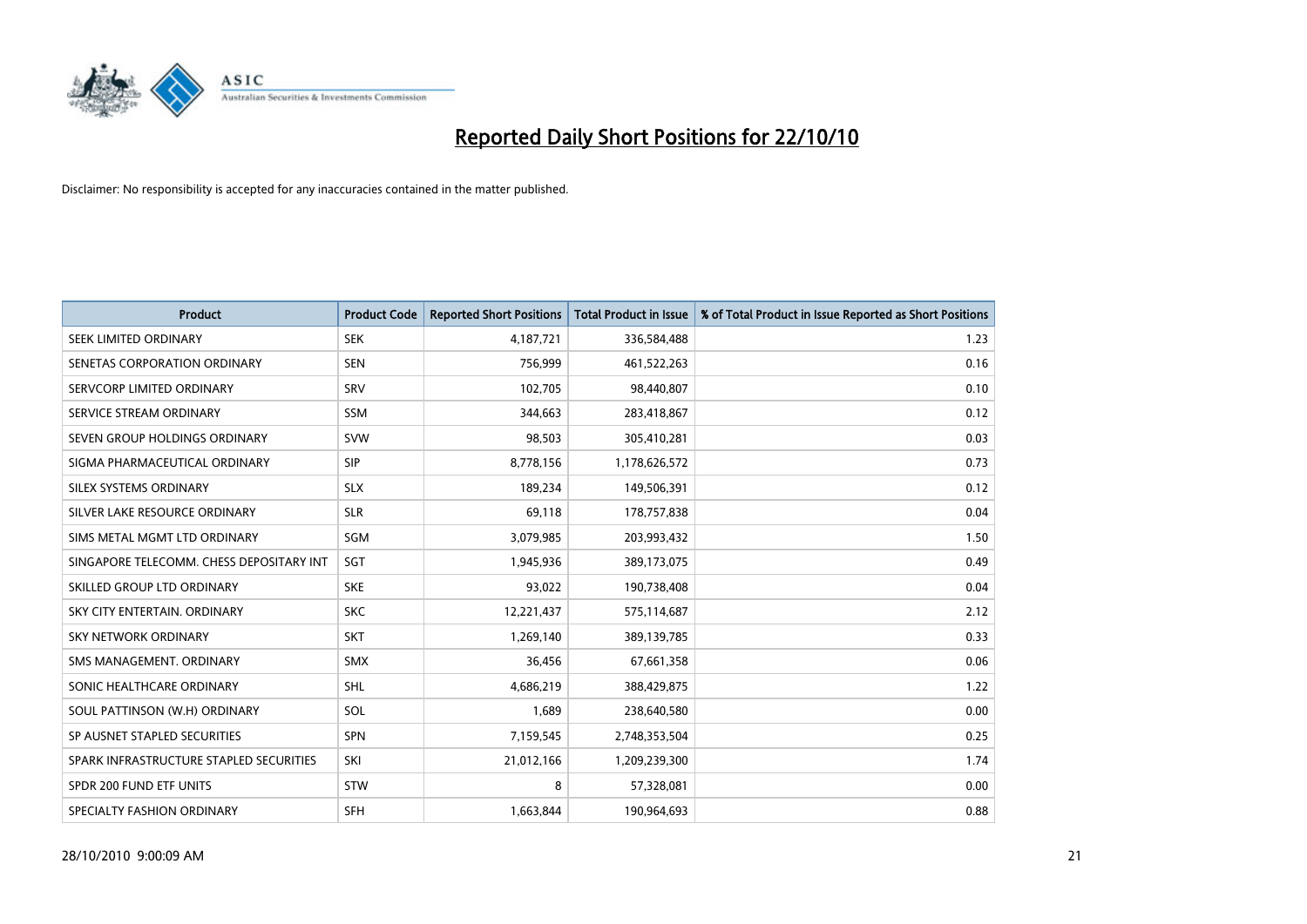# Reported Daily Short Positions for 22/10/10

Disclaimer: No responsibility is accepted for any inaccuracies contained in the matter published.

| Product | Product Code | Reported Short Positions | Total Product in Issue | % of Total Product in Issue Reported as Short Positions |
|---|---|---|---|---|
| SEEK LIMITED ORDINARY | SEK | 4,187,721 | 336,584,488 | 1.23 |
| SENETAS CORPORATION ORDINARY | SEN | 756,999 | 461,522,263 | 0.16 |
| SERVCORP LIMITED ORDINARY | SRV | 102,705 | 98,440,807 | 0.10 |
| SERVICE STREAM ORDINARY | SSM | 344,663 | 283,418,867 | 0.12 |
| SEVEN GROUP HOLDINGS ORDINARY | SVW | 98,503 | 305,410,281 | 0.03 |
| SIGMA PHARMACEUTICAL ORDINARY | SIP | 8,778,156 | 1,178,626,572 | 0.73 |
| SILEX SYSTEMS ORDINARY | SLX | 189,234 | 149,506,391 | 0.12 |
| SILVER LAKE RESOURCE ORDINARY | SLR | 69,118 | 178,757,838 | 0.04 |
| SIMS METAL MGMT LTD ORDINARY | SGM | 3,079,985 | 203,993,432 | 1.50 |
| SINGAPORE TELECOMM. CHESS DEPOSITARY INT | SGT | 1,945,936 | 389,173,075 | 0.49 |
| SKILLED GROUP LTD ORDINARY | SKE | 93,022 | 190,738,408 | 0.04 |
| SKY CITY ENTERTAIN. ORDINARY | SKC | 12,221,437 | 575,114,687 | 2.12 |
| SKY NETWORK ORDINARY | SKT | 1,269,140 | 389,139,785 | 0.33 |
| SMS MANAGEMENT. ORDINARY | SMX | 36,456 | 67,661,358 | 0.06 |
| SONIC HEALTHCARE ORDINARY | SHL | 4,686,219 | 388,429,875 | 1.22 |
| SOUL PATTINSON (W.H) ORDINARY | SOL | 1,689 | 238,640,580 | 0.00 |
| SP AUSNET STAPLED SECURITIES | SPN | 7,159,545 | 2,748,353,504 | 0.25 |
| SPARK INFRASTRUCTURE STAPLED SECURITIES | SKI | 21,012,166 | 1,209,239,300 | 1.74 |
| SPDR 200 FUND ETF UNITS | STW | 8 | 57,328,081 | 0.00 |
| SPECIALTY FASHION ORDINARY | SFH | 1,663,844 | 190,964,693 | 0.88 |

28/10/2010 9:00:09 AM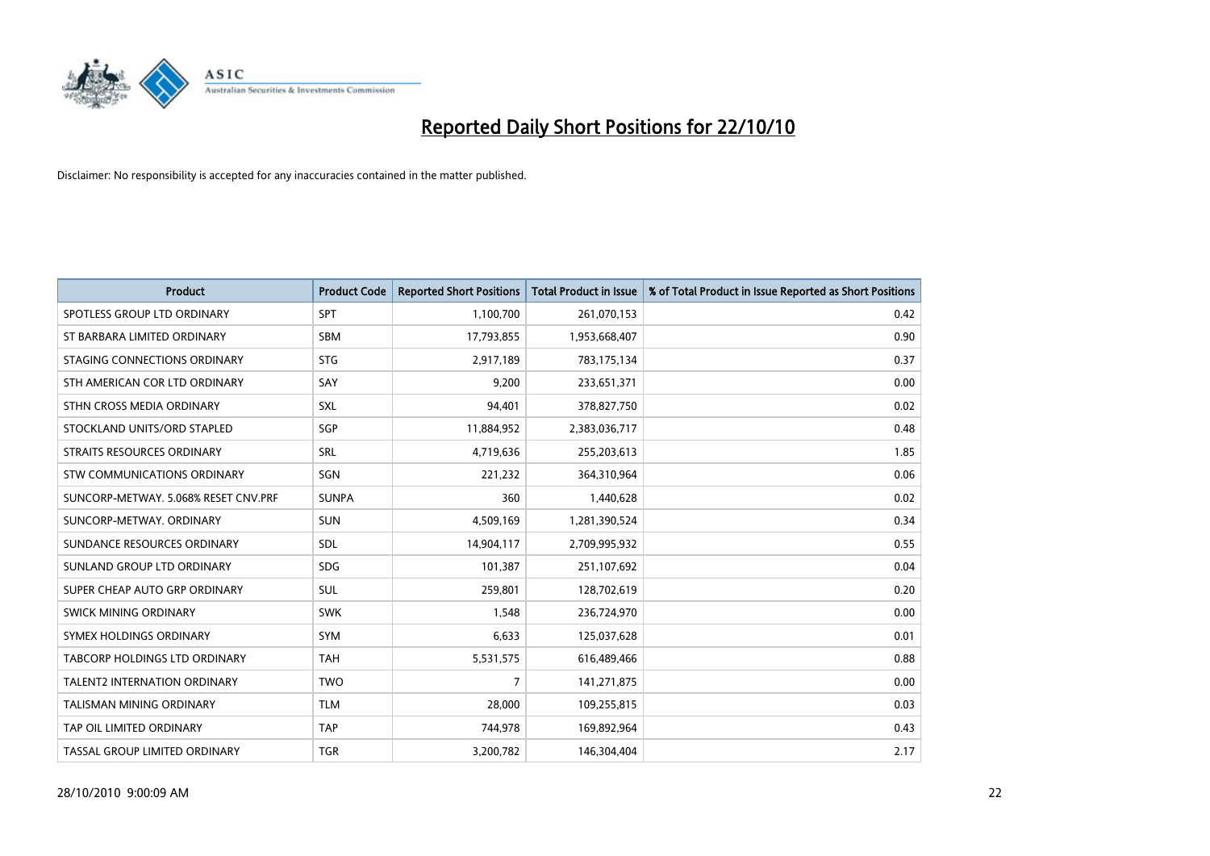# Reported Daily Short Positions for 22/10/10

Disclaimer: No responsibility is accepted for any inaccuracies contained in the matter published.

| Product | Product Code | Reported Short Positions | Total Product in Issue | % of Total Product in Issue Reported as Short Positions |
|---|---|---|---|---|
| SPOTLESS GROUP LTD ORDINARY | SPT | 1,100,700 | 261,070,153 | 0.42 |
| ST BARBARA LIMITED ORDINARY | SBM | 17,793,855 | 1,953,668,407 | 0.90 |
| STAGING CONNECTIONS ORDINARY | STG | 2,917,189 | 783,175,134 | 0.37 |
| STH AMERICAN COR LTD ORDINARY | SAY | 9,200 | 233,651,371 | 0.00 |
| STHN CROSS MEDIA ORDINARY | SXL | 94,401 | 378,827,750 | 0.02 |
| STOCKLAND UNITS/ORD STAPLED | SGP | 11,884,952 | 2,383,036,717 | 0.48 |
| STRAITS RESOURCES ORDINARY | SRL | 4,719,636 | 255,203,613 | 1.85 |
| STW COMMUNICATIONS ORDINARY | SGN | 221,232 | 364,310,964 | 0.06 |
| SUNCORP-METWAY. 5.068% RESET CNV.PRF | SUNPA | 360 | 1,440,628 | 0.02 |
| SUNCORP-METWAY. ORDINARY | SUN | 4,509,169 | 1,281,390,524 | 0.34 |
| SUNDANCE RESOURCES ORDINARY | SDL | 14,904,117 | 2,709,995,932 | 0.55 |
| SUNLAND GROUP LTD ORDINARY | SDG | 101,387 | 251,107,692 | 0.04 |
| SUPER CHEAP AUTO GRP ORDINARY | SUL | 259,801 | 128,702,619 | 0.20 |
| SWICK MINING ORDINARY | SWK | 1,548 | 236,724,970 | 0.00 |
| SYMEX HOLDINGS ORDINARY | SYM | 6,633 | 125,037,628 | 0.01 |
| TABCORP HOLDINGS LTD ORDINARY | TAH | 5,531,575 | 616,489,466 | 0.88 |
| TALENT2 INTERNATION ORDINARY | TWO | 7 | 141,271,875 | 0.00 |
| TALISMAN MINING ORDINARY | TLM | 28,000 | 109,255,815 | 0.03 |
| TAP OIL LIMITED ORDINARY | TAP | 744,978 | 169,892,964 | 0.43 |
| TASSAL GROUP LIMITED ORDINARY | TGR | 3,200,782 | 146,304,404 | 2.17 |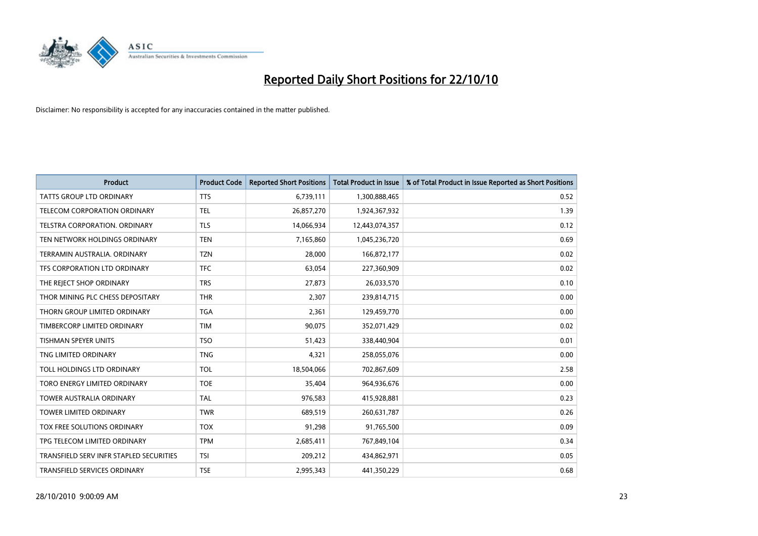# Reported Daily Short Positions for 22/10/10

Disclaimer: No responsibility is accepted for any inaccuracies contained in the matter published.

| Product | Product Code | Reported Short Positions | Total Product in Issue | % of Total Product in Issue Reported as Short Positions |
|---|---|---|---|---|
| TATTS GROUP LTD ORDINARY | TTS | 6,739,111 | 1,300,888,465 | 0.52 |
| TELECOM CORPORATION ORDINARY | TEL | 26,857,270 | 1,924,367,932 | 1.39 |
| TELSTRA CORPORATION. ORDINARY | TLS | 14,066,934 | 12,443,074,357 | 0.12 |
| TEN NETWORK HOLDINGS ORDINARY | TEN | 7,165,860 | 1,045,236,720 | 0.69 |
| TERRAMIN AUSTRALIA. ORDINARY | TZN | 28,000 | 166,872,177 | 0.02 |
| TFS CORPORATION LTD ORDINARY | TFC | 63,054 | 227,360,909 | 0.02 |
| THE REJECT SHOP ORDINARY | TRS | 27,873 | 26,033,570 | 0.10 |
| THOR MINING PLC CHESS DEPOSITARY | THR | 2,307 | 239,814,715 | 0.00 |
| THORN GROUP LIMITED ORDINARY | TGA | 2,361 | 129,459,770 | 0.00 |
| TIMBERCORP LIMITED ORDINARY | TIM | 90,075 | 352,071,429 | 0.02 |
| TISHMAN SPEYER UNITS | TSO | 51,423 | 338,440,904 | 0.01 |
| TNG LIMITED ORDINARY | TNG | 4,321 | 258,055,076 | 0.00 |
| TOLL HOLDINGS LTD ORDINARY | TOL | 18,504,066 | 702,867,609 | 2.58 |
| TORO ENERGY LIMITED ORDINARY | TOE | 35,404 | 964,936,676 | 0.00 |
| TOWER AUSTRALIA ORDINARY | TAL | 976,583 | 415,928,881 | 0.23 |
| TOWER LIMITED ORDINARY | TWR | 689,519 | 260,631,787 | 0.26 |
| TOX FREE SOLUTIONS ORDINARY | TOX | 91,298 | 91,765,500 | 0.09 |
| TPG TELECOM LIMITED ORDINARY | TPM | 2,685,411 | 767,849,104 | 0.34 |
| TRANSFIELD SERV INFR STAPLED SECURITIES | TSI | 209,212 | 434,862,971 | 0.05 |
| TRANSFIELD SERVICES ORDINARY | TSE | 2,995,343 | 441,350,229 | 0.68 |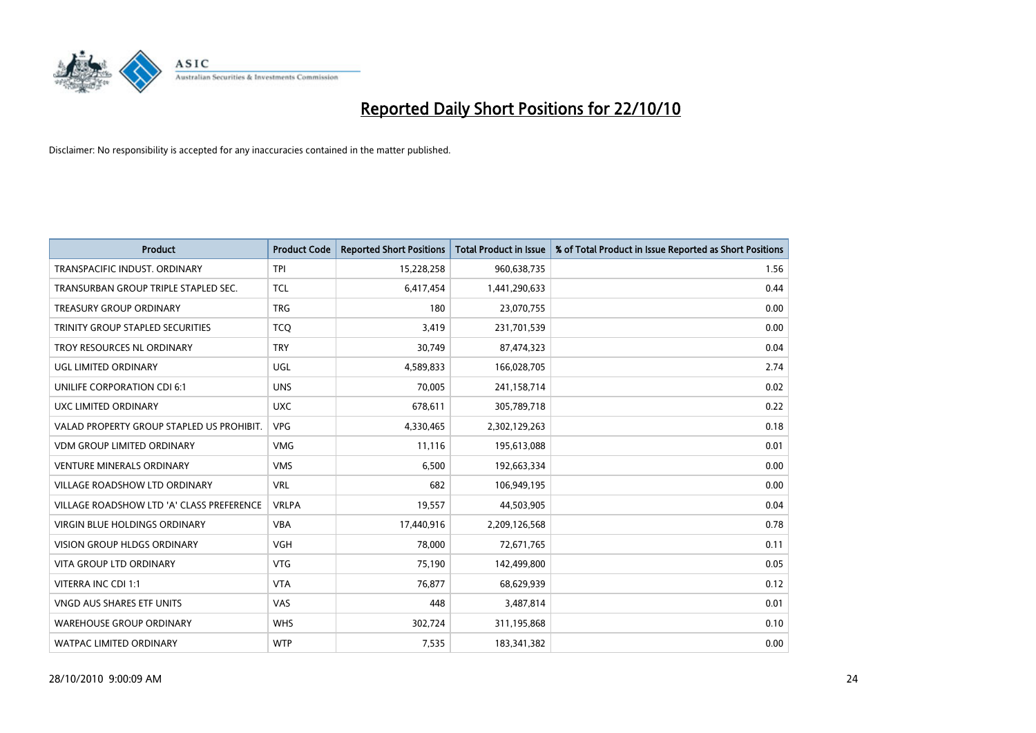# Reported Daily Short Positions for 22/10/10

Disclaimer: No responsibility is accepted for any inaccuracies contained in the matter published.

| Product | Product Code | Reported Short Positions | Total Product in Issue | % of Total Product in Issue Reported as Short Positions |
|---|---|---|---|---|
| TRANSPACIFIC INDUST. ORDINARY | TPI | 15,228,258 | 960,638,735 | 1.56 |
| TRANSURBAN GROUP TRIPLE STAPLED SEC. | TCL | 6,417,454 | 1,441,290,633 | 0.44 |
| TREASURY GROUP ORDINARY | TRG | 180 | 23,070,755 | 0.00 |
| TRINITY GROUP STAPLED SECURITIES | TCQ | 3,419 | 231,701,539 | 0.00 |
| TROY RESOURCES NL ORDINARY | TRY | 30,749 | 87,474,323 | 0.04 |
| UGL LIMITED ORDINARY | UGL | 4,589,833 | 166,028,705 | 2.74 |
| UNILIFE CORPORATION CDI 6:1 | UNS | 70,005 | 241,158,714 | 0.02 |
| UXC LIMITED ORDINARY | UXC | 678,611 | 305,789,718 | 0.22 |
| VALAD PROPERTY GROUP STAPLED US PROHIBIT. | VPG | 4,330,465 | 2,302,129,263 | 0.18 |
| VDM GROUP LIMITED ORDINARY | VMG | 11,116 | 195,613,088 | 0.01 |
| VENTURE MINERALS ORDINARY | VMS | 6,500 | 192,663,334 | 0.00 |
| VILLAGE ROADSHOW LTD ORDINARY | VRL | 682 | 106,949,195 | 0.00 |
| VILLAGE ROADSHOW LTD 'A' CLASS PREFERENCE | VRLPA | 19,557 | 44,503,905 | 0.04 |
| VIRGIN BLUE HOLDINGS ORDINARY | VBA | 17,440,916 | 2,209,126,568 | 0.78 |
| VISION GROUP HLDGS ORDINARY | VGH | 78,000 | 72,671,765 | 0.11 |
| VITA GROUP LTD ORDINARY | VTG | 75,190 | 142,499,800 | 0.05 |
| VITERRA INC CDI 1:1 | VTA | 76,877 | 68,629,939 | 0.12 |
| VNGD AUS SHARES ETF UNITS | VAS | 448 | 3,487,814 | 0.01 |
| WAREHOUSE GROUP ORDINARY | WHS | 302,724 | 311,195,868 | 0.10 |
| WATPAC LIMITED ORDINARY | WTP | 7,535 | 183,341,382 | 0.00 |

28/10/2010 9:00:09 AM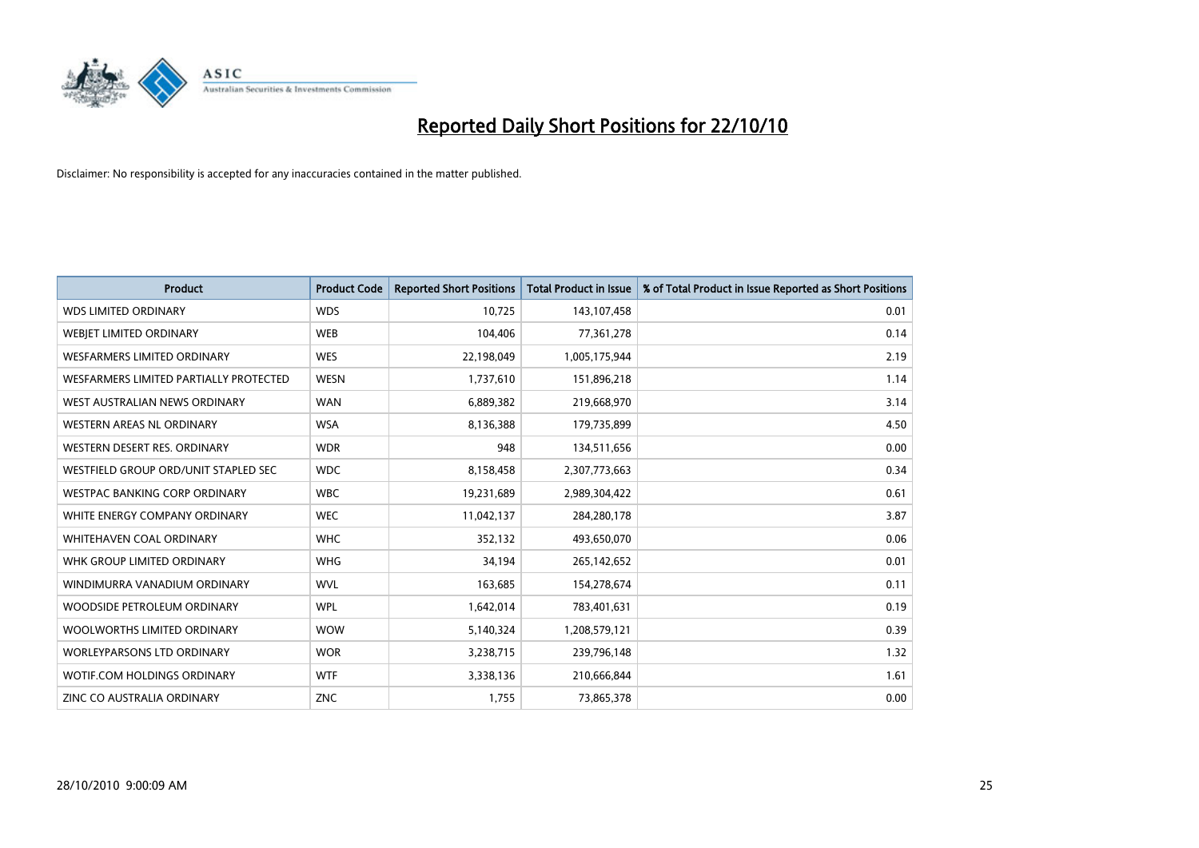# Reported Daily Short Positions for 22/10/10

Disclaimer: No responsibility is accepted for any inaccuracies contained in the matter published.

| Product | Product Code | Reported Short Positions | Total Product in Issue | % of Total Product in Issue Reported as Short Positions |
|---|---|---|---|---|
| WDS LIMITED ORDINARY | WDS | 10,725 | 143,107,458 | 0.01 |
| WEBJET LIMITED ORDINARY | WEB | 104,406 | 77,361,278 | 0.14 |
| WESFARMERS LIMITED ORDINARY | WES | 22,198,049 | 1,005,175,944 | 2.19 |
| WESFARMERS LIMITED PARTIALLY PROTECTED | WESN | 1,737,610 | 151,896,218 | 1.14 |
| WEST AUSTRALIAN NEWS ORDINARY | WAN | 6,889,382 | 219,668,970 | 3.14 |
| WESTERN AREAS NL ORDINARY | WSA | 8,136,388 | 179,735,899 | 4.50 |
| WESTERN DESERT RES. ORDINARY | WDR | 948 | 134,511,656 | 0.00 |
| WESTFIELD GROUP ORD/UNIT STAPLED SEC | WDC | 8,158,458 | 2,307,773,663 | 0.34 |
| WESTPAC BANKING CORP ORDINARY | WBC | 19,231,689 | 2,989,304,422 | 0.61 |
| WHITE ENERGY COMPANY ORDINARY | WEC | 11,042,137 | 284,280,178 | 3.87 |
| WHITEHAVEN COAL ORDINARY | WHC | 352,132 | 493,650,070 | 0.06 |
| WHK GROUP LIMITED ORDINARY | WHG | 34,194 | 265,142,652 | 0.01 |
| WINDIMURRA VANADIUM ORDINARY | WVL | 163,685 | 154,278,674 | 0.11 |
| WOODSIDE PETROLEUM ORDINARY | WPL | 1,642,014 | 783,401,631 | 0.19 |
| WOOLWORTHS LIMITED ORDINARY | WOW | 5,140,324 | 1,208,579,121 | 0.39 |
| WORLEYPARSONS LTD ORDINARY | WOR | 3,238,715 | 239,796,148 | 1.32 |
| WOTIF.COM HOLDINGS ORDINARY | WTF | 3,338,136 | 210,666,844 | 1.61 |
| ZINC CO AUSTRALIA ORDINARY | ZNC | 1,755 | 73,865,378 | 0.00 |